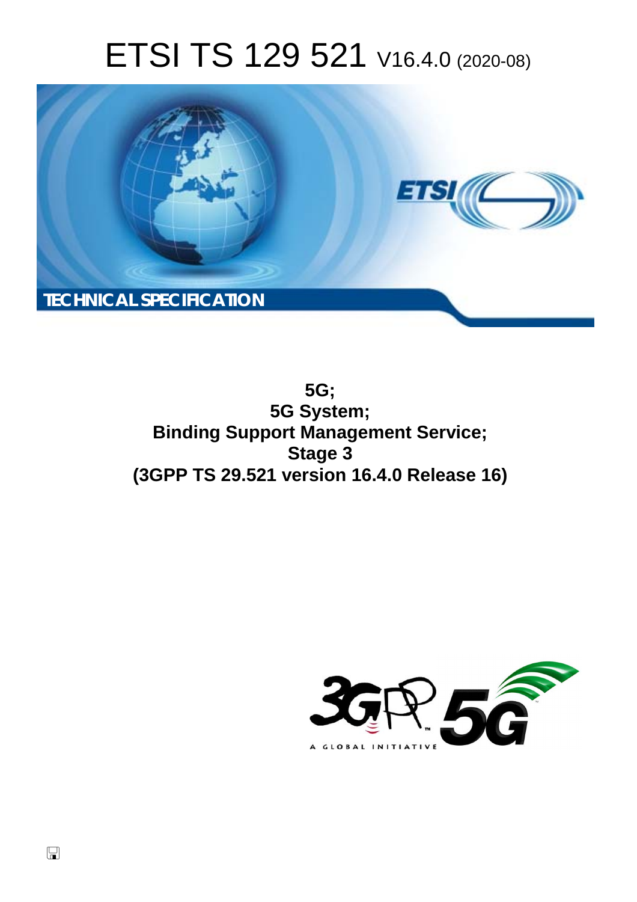# ETSI TS 129 521 V16.4.0 (2020-08)

TECHNICAL SPECIFICATION

**5G;**
**5G System;**
**Binding Support Management Service;**
**Stage 3**
**(3GPP TS 29.521 version 16.4.0 Release 16)**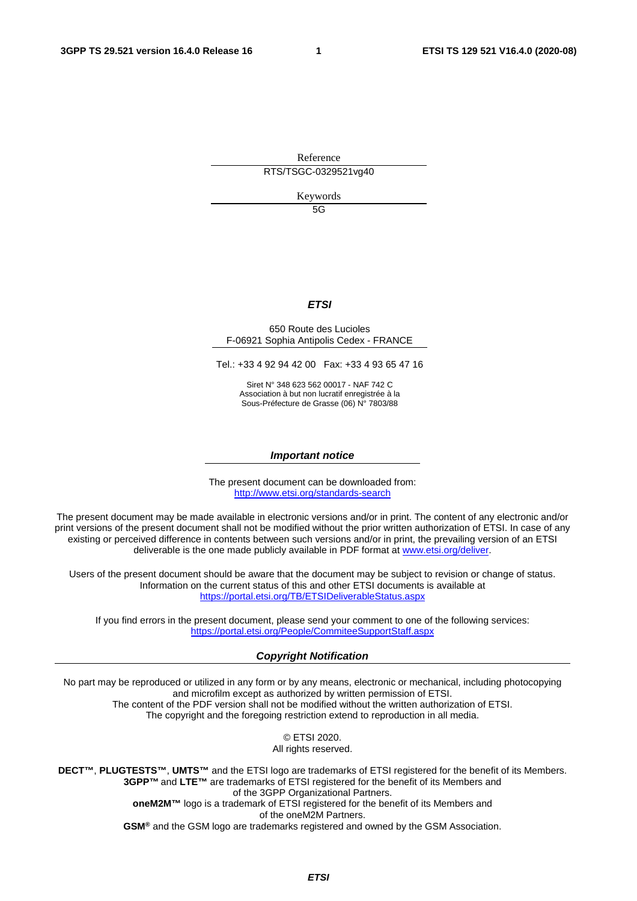Reference

RTS/TSGC-0329521vg40

Keywords

5G

***ETSI***

650 Route des Lucioles
F-06921 Sophia Antipolis Cedex - FRANCE

Tel.: +33 4 92 94 42 00   Fax: +33 4 93 65 47 16

Siret N° 348 623 562 00017 - NAF 742 C
Association à but non lucratif enregistrée à la
Sous-Préfecture de Grasse (06) N° 7803/88

***Important notice***

The present document can be downloaded from:
http://www.etsi.org/standards-search

The present document may be made available in electronic versions and/or in print. The content of any electronic and/or print versions of the present document shall not be modified without the prior written authorization of ETSI. In case of any existing or perceived difference in contents between such versions and/or in print, the prevailing version of an ETSI deliverable is the one made publicly available in PDF format at www.etsi.org/deliver.

Users of the present document should be aware that the document may be subject to revision or change of status. Information on the current status of this and other ETSI documents is available at
https://portal.etsi.org/TB/ETSIDeliverableStatus.aspx

If you find errors in the present document, please send your comment to one of the following services:
https://portal.etsi.org/People/CommiteeSupportStaff.aspx

***Copyright Notification***

No part may be reproduced or utilized in any form or by any means, electronic or mechanical, including photocopying and microfilm except as authorized by written permission of ETSI.
The content of the PDF version shall not be modified without the written authorization of ETSI.
The copyright and the foregoing restriction extend to reproduction in all media.

© ETSI 2020.
All rights reserved.

**DECT™**, **PLUGTESTS™**, **UMTS™** and the ETSI logo are trademarks of ETSI registered for the benefit of its Members.
**3GPP™** and **LTE™** are trademarks of ETSI registered for the benefit of its Members and of the 3GPP Organizational Partners.
**oneM2M™** logo is a trademark of ETSI registered for the benefit of its Members and of the oneM2M Partners.
**GSM®** and the GSM logo are trademarks registered and owned by the GSM Association.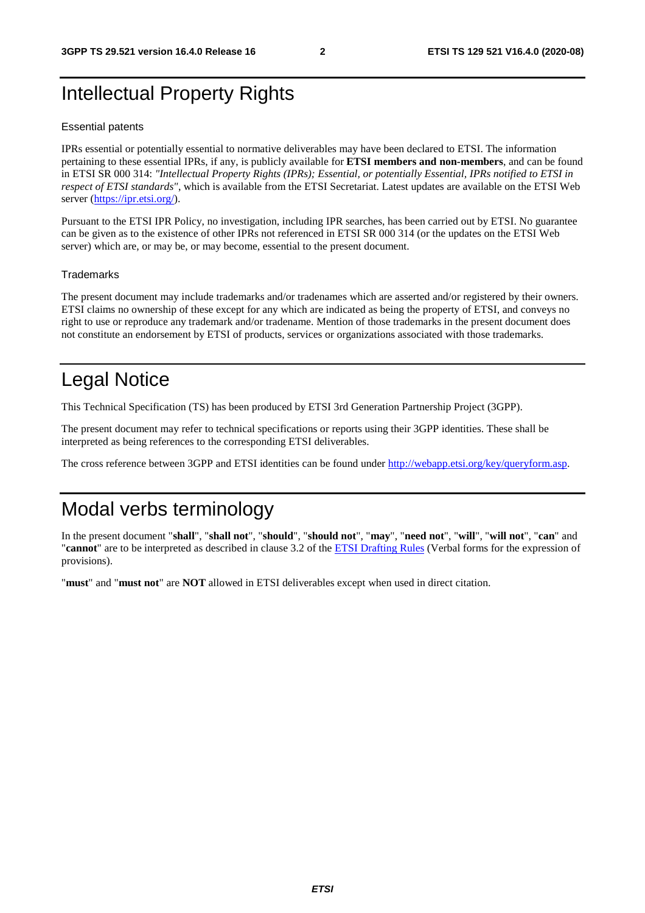# Intellectual Property Rights

## Essential patents

IPRs essential or potentially essential to normative deliverables may have been declared to ETSI. The information pertaining to these essential IPRs, if any, is publicly available for **ETSI members and non-members**, and can be found in ETSI SR 000 314: *"Intellectual Property Rights (IPRs); Essential, or potentially Essential, IPRs notified to ETSI in respect of ETSI standards"*, which is available from the ETSI Secretariat. Latest updates are available on the ETSI Web server (https://ipr.etsi.org/).

Pursuant to the ETSI IPR Policy, no investigation, including IPR searches, has been carried out by ETSI. No guarantee can be given as to the existence of other IPRs not referenced in ETSI SR 000 314 (or the updates on the ETSI Web server) which are, or may be, or may become, essential to the present document.

## Trademarks

The present document may include trademarks and/or tradenames which are asserted and/or registered by their owners. ETSI claims no ownership of these except for any which are indicated as being the property of ETSI, and conveys no right to use or reproduce any trademark and/or tradename. Mention of those trademarks in the present document does not constitute an endorsement by ETSI of products, services or organizations associated with those trademarks.

# Legal Notice

This Technical Specification (TS) has been produced by ETSI 3rd Generation Partnership Project (3GPP).

The present document may refer to technical specifications or reports using their 3GPP identities. These shall be interpreted as being references to the corresponding ETSI deliverables.

The cross reference between 3GPP and ETSI identities can be found under http://webapp.etsi.org/key/queryform.asp.

# Modal verbs terminology

In the present document "**shall**", "**shall not**", "**should**", "**should not**", "**may**", "**need not**", "**will**", "**will not**", "**can**" and "**cannot**" are to be interpreted as described in clause 3.2 of the ETSI Drafting Rules (Verbal forms for the expression of provisions).

"**must**" and "**must not**" are **NOT** allowed in ETSI deliverables except when used in direct citation.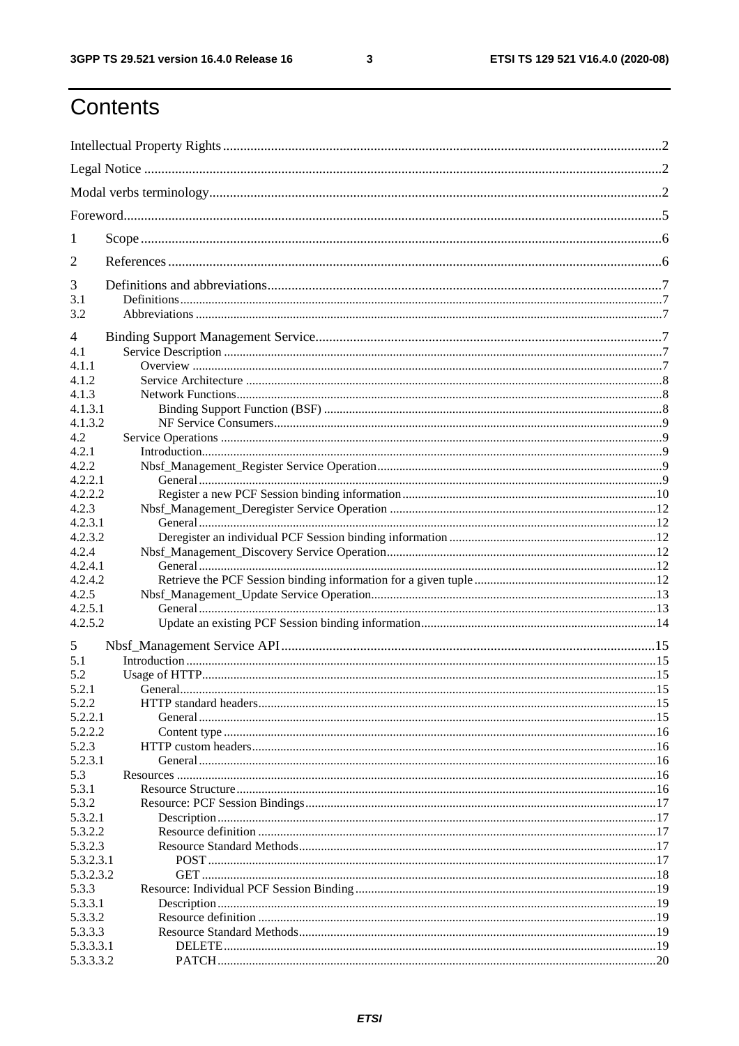# Contents

Intellectual Property Rights ........................................................ 2
Legal Notice ........................................................ 2
Modal verbs terminology ........................................................ 2
Foreword ........................................................ 5
1 Scope ........................................................ 6
2 References ........................................................ 6
3 Definitions and abbreviations ........................................................ 7
3.1 Definitions ........................................................ 7
3.2 Abbreviations ........................................................ 7
4 Binding Support Management Service ........................................................ 7
4.1 Service Description ........................................................ 7
4.1.1 Overview ........................................................ 7
4.1.2 Service Architecture ........................................................ 8
4.1.3 Network Functions ........................................................ 8
4.1.3.1 Binding Support Function (BSF) ........................................................ 8
4.1.3.2 NF Service Consumers ........................................................ 9
4.2 Service Operations ........................................................ 9
4.2.1 Introduction ........................................................ 9
4.2.2 Nbsf_Management_Register Service Operation ........................................................ 9
4.2.2.1 General ........................................................ 9
4.2.2.2 Register a new PCF Session binding information ........................................................ 10
4.2.3 Nbsf_Management_Deregister Service Operation ........................................................ 12
4.2.3.1 General ........................................................ 12
4.2.3.2 Deregister an individual PCF Session binding information ........................................................ 12
4.2.4 Nbsf_Management_Discovery Service Operation ........................................................ 12
4.2.4.1 General ........................................................ 12
4.2.4.2 Retrieve the PCF Session binding information for a given tuple ........................................................ 12
4.2.5 Nbsf_Management_Update Service Operation ........................................................ 13
4.2.5.1 General ........................................................ 13
4.2.5.2 Update an existing PCF Session binding information ........................................................ 14
5 Nbsf_Management Service API ........................................................ 15
5.1 Introduction ........................................................ 15
5.2 Usage of HTTP ........................................................ 15
5.2.1 General ........................................................ 15
5.2.2 HTTP standard headers ........................................................ 15
5.2.2.1 General ........................................................ 15
5.2.2.2 Content type ........................................................ 16
5.2.3 HTTP custom headers ........................................................ 16
5.2.3.1 General ........................................................ 16
5.3 Resources ........................................................ 16
5.3.1 Resource Structure ........................................................ 16
5.3.2 Resource: PCF Session Bindings ........................................................ 17
5.3.2.1 Description ........................................................ 17
5.3.2.2 Resource definition ........................................................ 17
5.3.2.3 Resource Standard Methods ........................................................ 17
5.3.2.3.1 POST ........................................................ 17
5.3.2.3.2 GET ........................................................ 18
5.3.3 Resource: Individual PCF Session Binding ........................................................ 19
5.3.3.1 Description ........................................................ 19
5.3.3.2 Resource definition ........................................................ 19
5.3.3.3 Resource Standard Methods ........................................................ 19
5.3.3.3.1 DELETE ........................................................ 19
5.3.3.3.2 PATCH ........................................................ 20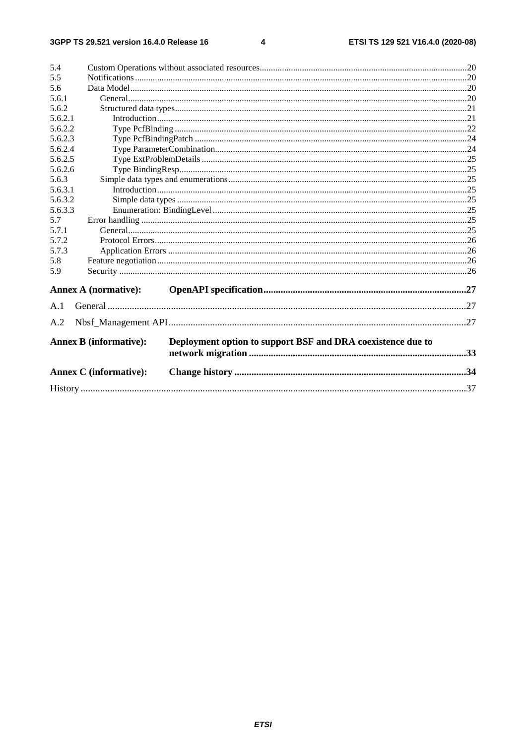| | | |
|---|---|---|
| 5.4 | Custom Operations without associated resources | 20 |
| 5.5 | Notifications | 20 |
| 5.6 | Data Model | 20 |
| 5.6.1 | General | 20 |
| 5.6.2 | Structured data types | 21 |
| 5.6.2.1 | Introduction | 21 |
| 5.6.2.2 | Type PcfBinding | 22 |
| 5.6.2.3 | Type PcfBindingPatch | 24 |
| 5.6.2.4 | Type ParameterCombination | 24 |
| 5.6.2.5 | Type ExtProblemDetails | 25 |
| 5.6.2.6 | Type BindingResp | 25 |
| 5.6.3 | Simple data types and enumerations | 25 |
| 5.6.3.1 | Introduction | 25 |
| 5.6.3.2 | Simple data types | 25 |
| 5.6.3.3 | Enumeration: BindingLevel | 25 |
| 5.7 | Error handling | 25 |
| 5.7.1 | General | 25 |
| 5.7.2 | Protocol Errors | 26 |
| 5.7.3 | Application Errors | 26 |
| 5.8 | Feature negotiation | 26 |
| 5.9 | Security | 26 |
| **Annex A (normative):** | **OpenAPI specification** | **27** |
| A.1 | General | 27 |
| A.2 | Nbsf_Management API | 27 |
| **Annex B (informative):** | **Deployment option to support BSF and DRA coexistence due to network migration** | **33** |
| **Annex C (informative):** | **Change history** | **34** |
| History | | 37 |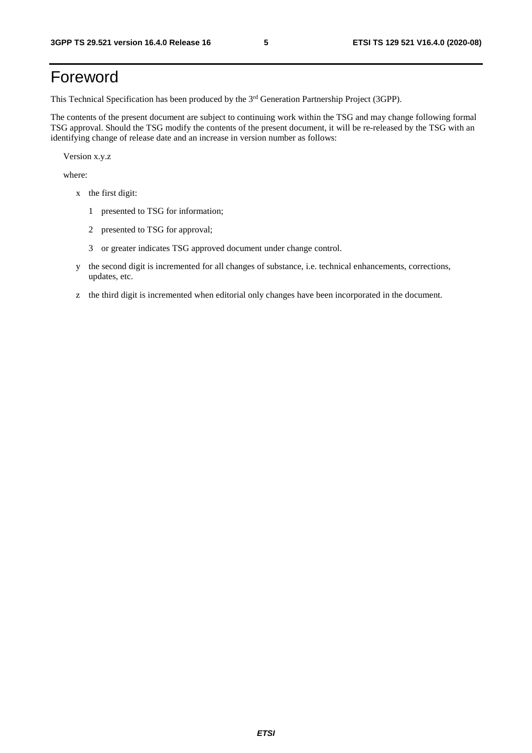# Foreword

This Technical Specification has been produced by the 3rd Generation Partnership Project (3GPP).

The contents of the present document are subject to continuing work within the TSG and may change following formal TSG approval. Should the TSG modify the contents of the present document, it will be re-released by the TSG with an identifying change of release date and an increase in version number as follows:

Version x.y.z

where:

- x the first digit:
  - 1 presented to TSG for information;
  - 2 presented to TSG for approval;
  - 3 or greater indicates TSG approved document under change control.
- y the second digit is incremented for all changes of substance, i.e. technical enhancements, corrections, updates, etc.
- z the third digit is incremented when editorial only changes have been incorporated in the document.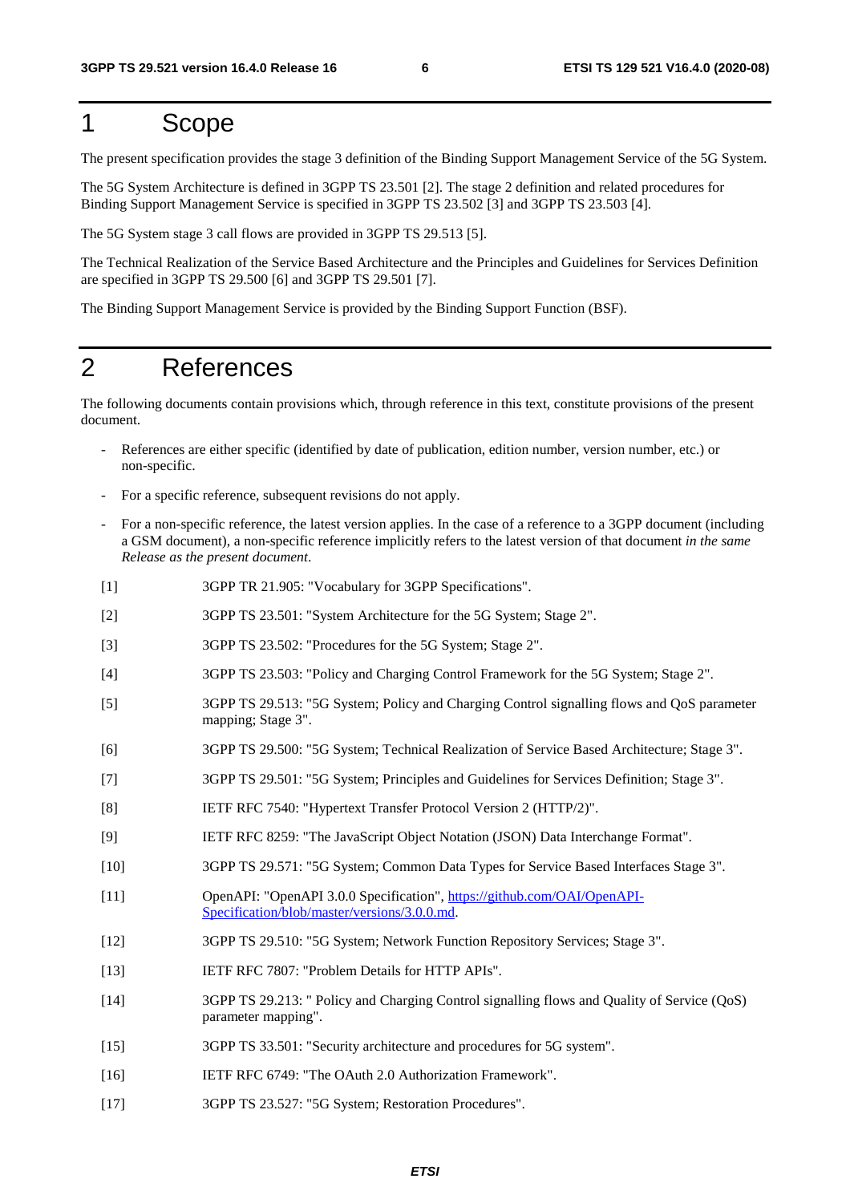# 1 Scope

The present specification provides the stage 3 definition of the Binding Support Management Service of the 5G System.

The 5G System Architecture is defined in 3GPP TS 23.501 [2]. The stage 2 definition and related procedures for Binding Support Management Service is specified in 3GPP TS 23.502 [3] and 3GPP TS 23.503 [4].

The 5G System stage 3 call flows are provided in 3GPP TS 29.513 [5].

The Technical Realization of the Service Based Architecture and the Principles and Guidelines for Services Definition are specified in 3GPP TS 29.500 [6] and 3GPP TS 29.501 [7].

The Binding Support Management Service is provided by the Binding Support Function (BSF).

# 2 References

The following documents contain provisions which, through reference in this text, constitute provisions of the present document.

- References are either specific (identified by date of publication, edition number, version number, etc.) or non-specific.
- For a specific reference, subsequent revisions do not apply.
- For a non-specific reference, the latest version applies. In the case of a reference to a 3GPP document (including a GSM document), a non-specific reference implicitly refers to the latest version of that document *in the same Release as the present document*.

[1] 3GPP TR 21.905: "Vocabulary for 3GPP Specifications".

[2] 3GPP TS 23.501: "System Architecture for the 5G System; Stage 2".

[3] 3GPP TS 23.502: "Procedures for the 5G System; Stage 2".

[4] 3GPP TS 23.503: "Policy and Charging Control Framework for the 5G System; Stage 2".

[5] 3GPP TS 29.513: "5G System; Policy and Charging Control signalling flows and QoS parameter mapping; Stage 3".

[6] 3GPP TS 29.500: "5G System; Technical Realization of Service Based Architecture; Stage 3".

[7] 3GPP TS 29.501: "5G System; Principles and Guidelines for Services Definition; Stage 3".

[8] IETF RFC 7540: "Hypertext Transfer Protocol Version 2 (HTTP/2)".

[9] IETF RFC 8259: "The JavaScript Object Notation (JSON) Data Interchange Format".

[10] 3GPP TS 29.571: "5G System; Common Data Types for Service Based Interfaces Stage 3".

[11] OpenAPI: "OpenAPI 3.0.0 Specification", https://github.com/OAI/OpenAPI-Specification/blob/master/versions/3.0.0.md.

[12] 3GPP TS 29.510: "5G System; Network Function Repository Services; Stage 3".

[13] IETF RFC 7807: "Problem Details for HTTP APIs".

[14] 3GPP TS 29.213: " Policy and Charging Control signalling flows and Quality of Service (QoS) parameter mapping".

[15] 3GPP TS 33.501: "Security architecture and procedures for 5G system".

[16] IETF RFC 6749: "The OAuth 2.0 Authorization Framework".

[17] 3GPP TS 23.527: "5G System; Restoration Procedures".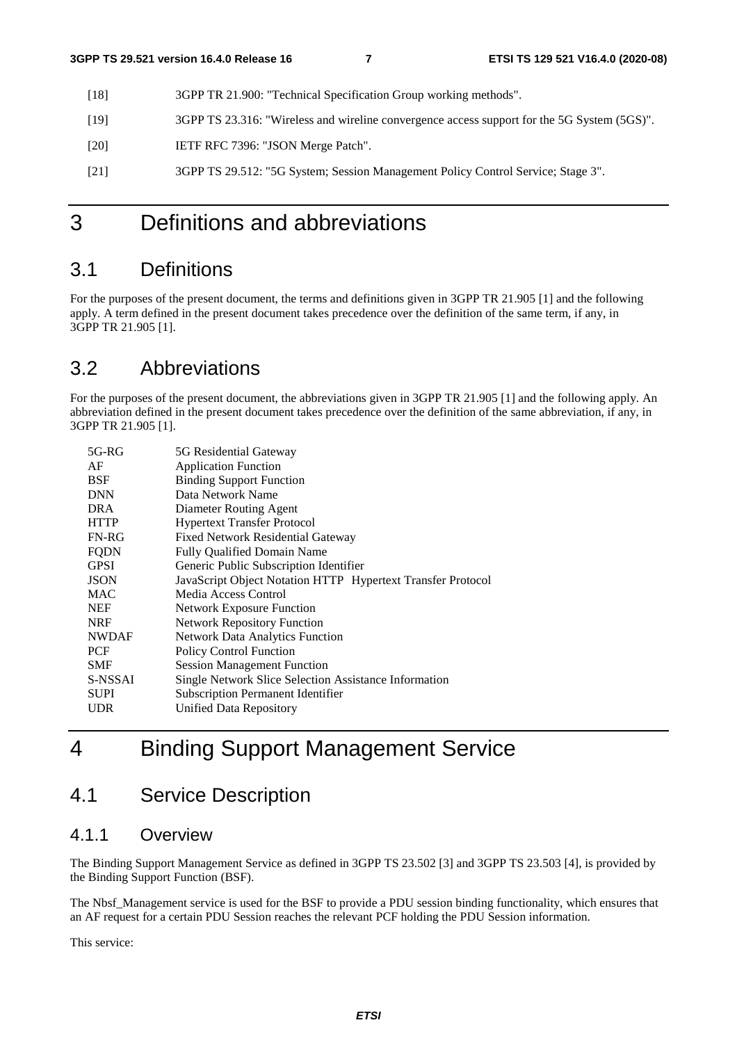[18] 3GPP TR 21.900: "Technical Specification Group working methods".

[19] 3GPP TS 23.316: "Wireless and wireline convergence access support for the 5G System (5GS)".

[20] IETF RFC 7396: "JSON Merge Patch".

[21] 3GPP TS 29.512: "5G System; Session Management Policy Control Service; Stage 3".

# 3 Definitions and abbreviations

## 3.1 Definitions

For the purposes of the present document, the terms and definitions given in 3GPP TR 21.905 [1] and the following apply. A term defined in the present document takes precedence over the definition of the same term, if any, in 3GPP TR 21.905 [1].

## 3.2 Abbreviations

For the purposes of the present document, the abbreviations given in 3GPP TR 21.905 [1] and the following apply. An abbreviation defined in the present document takes precedence over the definition of the same abbreviation, if any, in 3GPP TR 21.905 [1].

| | |
|---|---|
| 5G-RG | 5G Residential Gateway |
| AF | Application Function |
| BSF | Binding Support Function |
| DNN | Data Network Name |
| DRA | Diameter Routing Agent |
| HTTP | Hypertext Transfer Protocol |
| FN-RG | Fixed Network Residential Gateway |
| FQDN | Fully Qualified Domain Name |
| GPSI | Generic Public Subscription Identifier |
| JSON | JavaScript Object Notation HTTP Hypertext Transfer Protocol |
| MAC | Media Access Control |
| NEF | Network Exposure Function |
| NRF | Network Repository Function |
| NWDAF | Network Data Analytics Function |
| PCF | Policy Control Function |
| SMF | Session Management Function |
| S-NSSAI | Single Network Slice Selection Assistance Information |
| SUPI | Subscription Permanent Identifier |
| UDR | Unified Data Repository |

# 4 Binding Support Management Service

## 4.1 Service Description

### 4.1.1 Overview

The Binding Support Management Service as defined in 3GPP TS 23.502 [3] and 3GPP TS 23.503 [4], is provided by the Binding Support Function (BSF).

The Nbsf_Management service is used for the BSF to provide a PDU session binding functionality, which ensures that an AF request for a certain PDU Session reaches the relevant PCF holding the PDU Session information.

This service: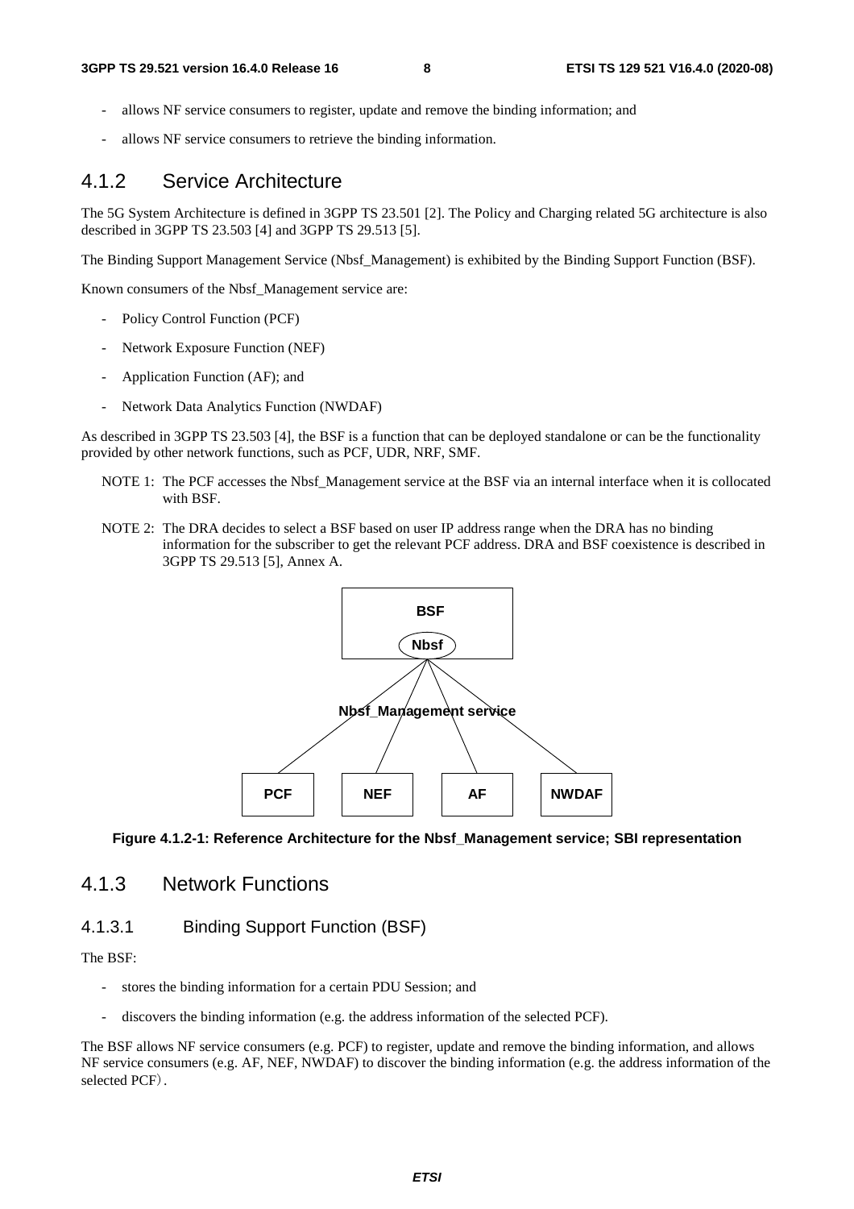- allows NF service consumers to register, update and remove the binding information; and
- allows NF service consumers to retrieve the binding information.

### 4.1.2 Service Architecture

The 5G System Architecture is defined in 3GPP TS 23.501 [2]. The Policy and Charging related 5G architecture is also described in 3GPP TS 23.503 [4] and 3GPP TS 29.513 [5].

The Binding Support Management Service (Nbsf_Management) is exhibited by the Binding Support Function (BSF).

Known consumers of the Nbsf_Management service are:

- Policy Control Function (PCF)
- Network Exposure Function (NEF)
- Application Function (AF); and
- Network Data Analytics Function (NWDAF)

As described in 3GPP TS 23.503 [4], the BSF is a function that can be deployed standalone or can be the functionality provided by other network functions, such as PCF, UDR, NRF, SMF.

NOTE 1: The PCF accesses the Nbsf_Management service at the BSF via an internal interface when it is collocated with BSF.

NOTE 2: The DRA decides to select a BSF based on user IP address range when the DRA has no binding information for the subscriber to get the relevant PCF address. DRA and BSF coexistence is described in 3GPP TS 29.513 [5], Annex A.

BSF

Nbsf

Nbsf_Management service

PCF NEF AF NWDAF

**Figure 4.1.2-1: Reference Architecture for the Nbsf_Management service; SBI representation**

### 4.1.3 Network Functions

#### 4.1.3.1 Binding Support Function (BSF)

The BSF:

- stores the binding information for a certain PDU Session; and
- discovers the binding information (e.g. the address information of the selected PCF).

The BSF allows NF service consumers (e.g. PCF) to register, update and remove the binding information, and allows NF service consumers (e.g. AF, NEF, NWDAF) to discover the binding information (e.g. the address information of the selected PCF）.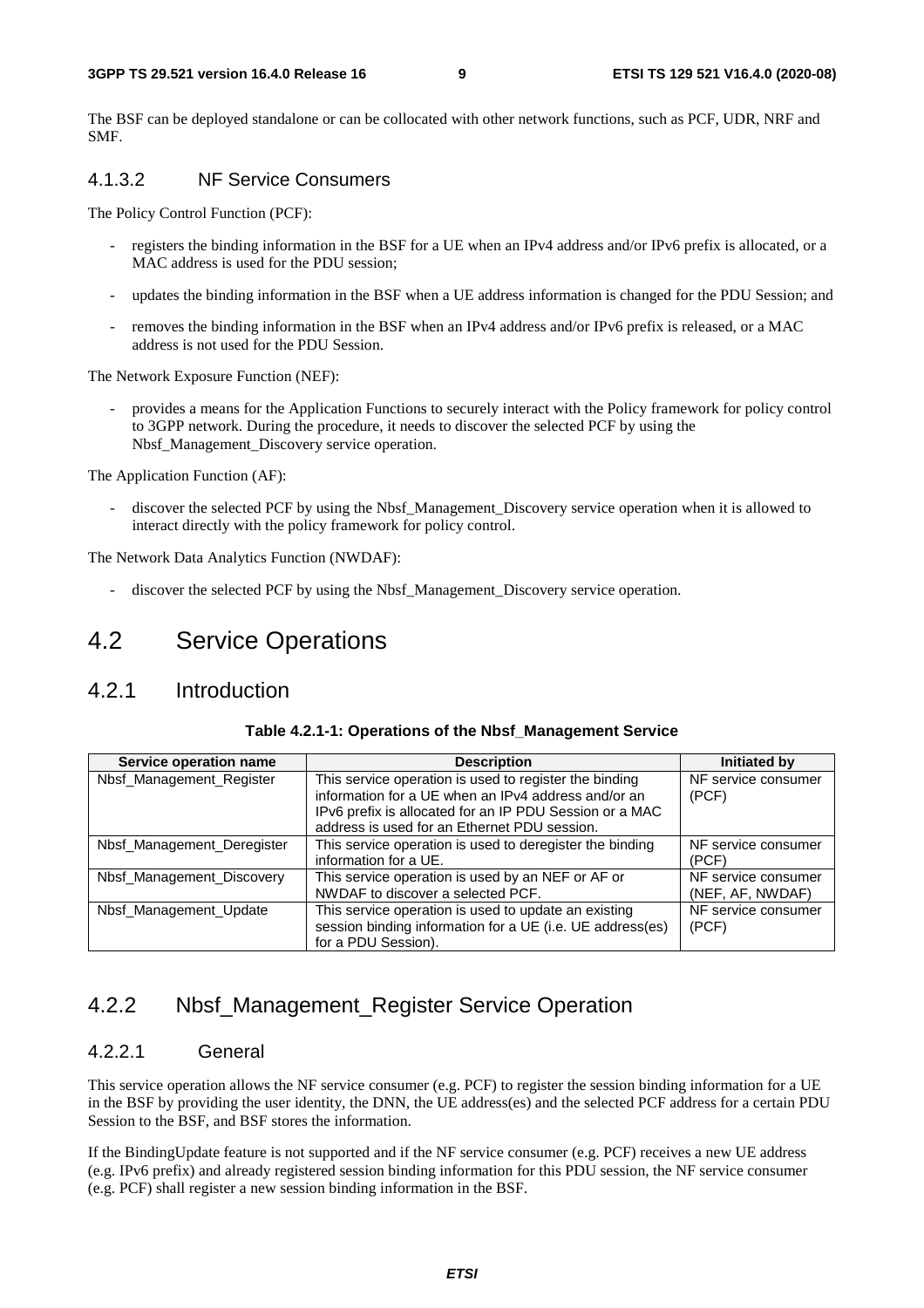The BSF can be deployed standalone or can be collocated with other network functions, such as PCF, UDR, NRF and SMF.

#### 4.1.3.2 NF Service Consumers

The Policy Control Function (PCF):

- registers the binding information in the BSF for a UE when an IPv4 address and/or IPv6 prefix is allocated, or a MAC address is used for the PDU session;
- updates the binding information in the BSF when a UE address information is changed for the PDU Session; and
- removes the binding information in the BSF when an IPv4 address and/or IPv6 prefix is released, or a MAC address is not used for the PDU Session.

The Network Exposure Function (NEF):

- provides a means for the Application Functions to securely interact with the Policy framework for policy control to 3GPP network. During the procedure, it needs to discover the selected PCF by using the Nbsf_Management_Discovery service operation.

The Application Function (AF):

- discover the selected PCF by using the Nbsf_Management_Discovery service operation when it is allowed to interact directly with the policy framework for policy control.

The Network Data Analytics Function (NWDAF):

- discover the selected PCF by using the Nbsf_Management_Discovery service operation.

## 4.2 Service Operations

### 4.2.1 Introduction

**Table 4.2.1-1: Operations of the Nbsf_Management Service**

| Service operation name | Description | Initiated by |
|---|---|---|
| Nbsf_Management_Register | This service operation is used to register the binding information for a UE when an IPv4 address and/or an IPv6 prefix is allocated for an IP PDU Session or a MAC address is used for an Ethernet PDU session. | NF service consumer (PCF) |
| Nbsf_Management_Deregister | This service operation is used to deregister the binding information for a UE. | NF service consumer (PCF) |
| Nbsf_Management_Discovery | This service operation is used by an NEF or AF or NWDAF to discover a selected PCF. | NF service consumer (NEF, AF, NWDAF) |
| Nbsf_Management_Update | This service operation is used to update an existing session binding information for a UE (i.e. UE address(es) for a PDU Session). | NF service consumer (PCF) |

### 4.2.2 Nbsf_Management_Register Service Operation

#### 4.2.2.1 General

This service operation allows the NF service consumer (e.g. PCF) to register the session binding information for a UE in the BSF by providing the user identity, the DNN, the UE address(es) and the selected PCF address for a certain PDU Session to the BSF, and BSF stores the information.

If the BindingUpdate feature is not supported and if the NF service consumer (e.g. PCF) receives a new UE address (e.g. IPv6 prefix) and already registered session binding information for this PDU session, the NF service consumer (e.g. PCF) shall register a new session binding information in the BSF.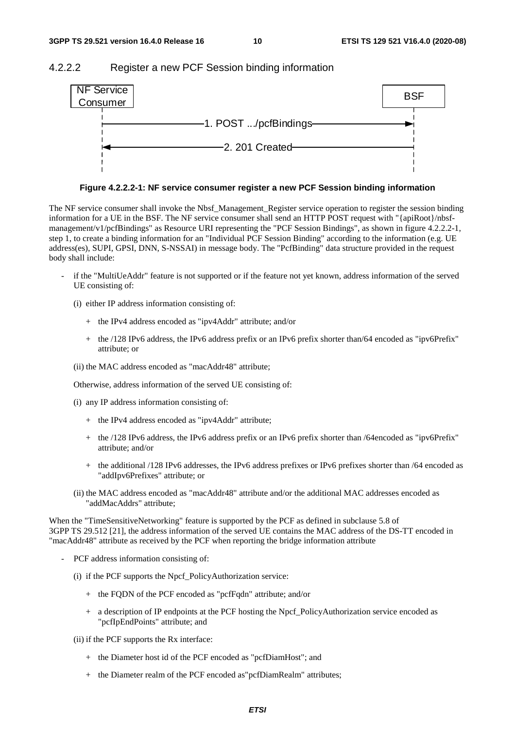### 4.2.2.2 Register a new PCF Session binding information

**Figure 4.2.2.2-1: NF service consumer register a new PCF Session binding information**

The NF service consumer shall invoke the Nbsf_Management_Register service operation to register the session binding information for a UE in the BSF. The NF service consumer shall send an HTTP POST request with "{apiRoot}/nbsf-management/v1/pcfBindings" as Resource URI representing the "PCF Session Bindings", as shown in figure 4.2.2.2-1, step 1, to create a binding information for an "Individual PCF Session Binding" according to the information (e.g. UE address(es), SUPI, GPSI, DNN, S-NSSAI) in message body. The "PcfBinding" data structure provided in the request body shall include:

- if the "MultiUeAddr" feature is not supported or if the feature not yet known, address information of the served UE consisting of:

  (i) either IP address information consisting of:

  + the IPv4 address encoded as "ipv4Addr" attribute; and/or

  + the /128 IPv6 address, the IPv6 address prefix or an IPv6 prefix shorter than/64 encoded as "ipv6Prefix" attribute; or

  (ii) the MAC address encoded as "macAddr48" attribute;

  Otherwise, address information of the served UE consisting of:

  (i) any IP address information consisting of:

  + the IPv4 address encoded as "ipv4Addr" attribute;

  + the /128 IPv6 address, the IPv6 address prefix or an IPv6 prefix shorter than /64encoded as "ipv6Prefix" attribute; and/or

  + the additional /128 IPv6 addresses, the IPv6 address prefixes or IPv6 prefixes shorter than /64 encoded as "addIpv6Prefixes" attribute; or

  (ii) the MAC address encoded as "macAddr48" attribute and/or the additional MAC addresses encoded as "addMacAddrs" attribute;

When the "TimeSensitiveNetworking" feature is supported by the PCF as defined in subclause 5.8 of 3GPP TS 29.512 [21], the address information of the served UE contains the MAC address of the DS-TT encoded in "macAddr48" attribute as received by the PCF when reporting the bridge information attribute

- PCF address information consisting of:

  (i) if the PCF supports the Npcf_PolicyAuthorization service:

  + the FQDN of the PCF encoded as "pcfFqdn" attribute; and/or

  + a description of IP endpoints at the PCF hosting the Npcf_PolicyAuthorization service encoded as "pcfIpEndPoints" attribute; and

  (ii) if the PCF supports the Rx interface:

  + the Diameter host id of the PCF encoded as "pcfDiamHost"; and

  + the Diameter realm of the PCF encoded as"pcfDiamRealm" attributes;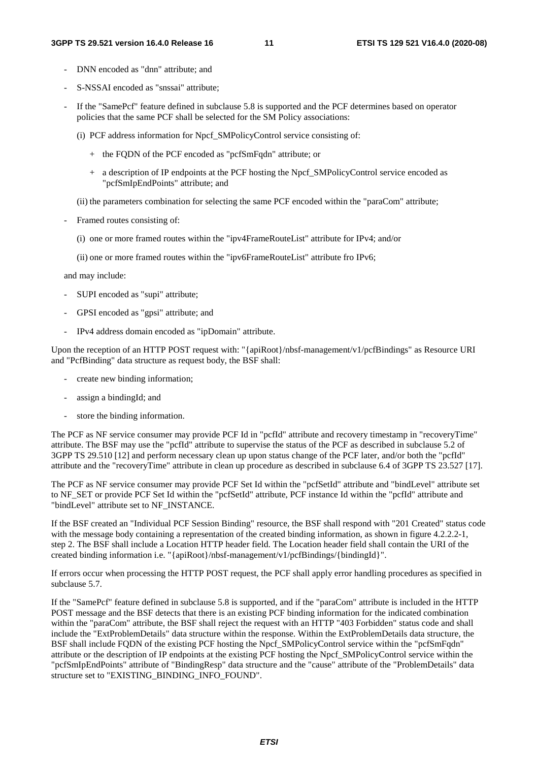- DNN encoded as "dnn" attribute; and
- S-NSSAI encoded as "snssai" attribute;
- If the "SamePcf" feature defined in subclause 5.8 is supported and the PCF determines based on operator policies that the same PCF shall be selected for the SM Policy associations:
  - (i) PCF address information for Npcf_SMPolicyControl service consisting of:
    - + the FQDN of the PCF encoded as "pcfSmFqdn" attribute; or
    - + a description of IP endpoints at the PCF hosting the Npcf_SMPolicyControl service encoded as "pcfSmIpEndPoints" attribute; and
  - (ii) the parameters combination for selecting the same PCF encoded within the "paraCom" attribute;
- Framed routes consisting of:
  - (i) one or more framed routes within the "ipv4FrameRouteList" attribute for IPv4; and/or
  - (ii) one or more framed routes within the "ipv6FrameRouteList" attribute fro IPv6;

and may include:

- SUPI encoded as "supi" attribute;
- GPSI encoded as "gpsi" attribute; and
- IPv4 address domain encoded as "ipDomain" attribute.

Upon the reception of an HTTP POST request with: "{apiRoot}/nbsf-management/v1/pcfBindings" as Resource URI and "PcfBinding" data structure as request body, the BSF shall:

- create new binding information;
- assign a bindingId; and
- store the binding information.

The PCF as NF service consumer may provide PCF Id in "pcfId" attribute and recovery timestamp in "recoveryTime" attribute. The BSF may use the "pcfId" attribute to supervise the status of the PCF as described in subclause 5.2 of 3GPP TS 29.510 [12] and perform necessary clean up upon status change of the PCF later, and/or both the "pcfId" attribute and the "recoveryTime" attribute in clean up procedure as described in subclause 6.4 of 3GPP TS 23.527 [17].

The PCF as NF service consumer may provide PCF Set Id within the "pcfSetId" attribute and "bindLevel" attribute set to NF_SET or provide PCF Set Id within the "pcfSetId" attribute, PCF instance Id within the "pcfId" attribute and "bindLevel" attribute set to NF_INSTANCE.

If the BSF created an "Individual PCF Session Binding" resource, the BSF shall respond with "201 Created" status code with the message body containing a representation of the created binding information, as shown in figure 4.2.2.2-1, step 2. The BSF shall include a Location HTTP header field. The Location header field shall contain the URI of the created binding information i.e. "{apiRoot}/nbsf-management/v1/pcfBindings/{bindingId}".

If errors occur when processing the HTTP POST request, the PCF shall apply error handling procedures as specified in subclause 5.7.

If the "SamePcf" feature defined in subclause 5.8 is supported, and if the "paraCom" attribute is included in the HTTP POST message and the BSF detects that there is an existing PCF binding information for the indicated combination within the "paraCom" attribute, the BSF shall reject the request with an HTTP "403 Forbidden" status code and shall include the "ExtProblemDetails" data structure within the response. Within the ExtProblemDetails data structure, the BSF shall include FQDN of the existing PCF hosting the Npcf_SMPolicyControl service within the "pcfSmFqdn" attribute or the description of IP endpoints at the existing PCF hosting the Npcf_SMPolicyControl service within the "pcfSmIpEndPoints" attribute of "BindingResp" data structure and the "cause" attribute of the "ProblemDetails" data structure set to "EXISTING_BINDING_INFO_FOUND".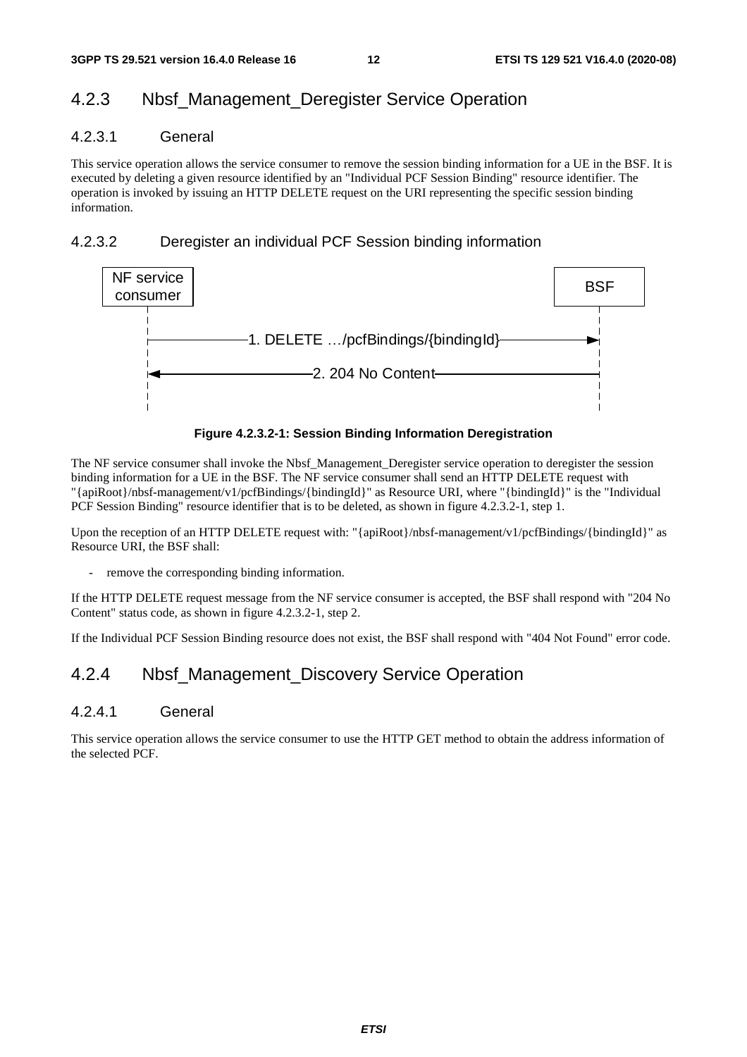### 4.2.3 Nbsf_Management_Deregister Service Operation

#### 4.2.3.1 General

This service operation allows the service consumer to remove the session binding information for a UE in the BSF. It is executed by deleting a given resource identified by an "Individual PCF Session Binding" resource identifier. The operation is invoked by issuing an HTTP DELETE request on the URI representing the specific session binding information.

#### 4.2.3.2 Deregister an individual PCF Session binding information

NF service consumer → BSF: 1. DELETE …/pcfBindings/{bindingId}

BSF → NF service consumer: 2. 204 No Content

**Figure 4.2.3.2-1: Session Binding Information Deregistration**

The NF service consumer shall invoke the Nbsf_Management_Deregister service operation to deregister the session binding information for a UE in the BSF. The NF service consumer shall send an HTTP DELETE request with "{apiRoot}/nbsf-management/v1/pcfBindings/{bindingId}" as Resource URI, where "{bindingId}" is the "Individual PCF Session Binding" resource identifier that is to be deleted, as shown in figure 4.2.3.2-1, step 1.

Upon the reception of an HTTP DELETE request with: "{apiRoot}/nbsf-management/v1/pcfBindings/{bindingId}" as Resource URI, the BSF shall:

- remove the corresponding binding information.

If the HTTP DELETE request message from the NF service consumer is accepted, the BSF shall respond with "204 No Content" status code, as shown in figure 4.2.3.2-1, step 2.

If the Individual PCF Session Binding resource does not exist, the BSF shall respond with "404 Not Found" error code.

### 4.2.4 Nbsf_Management_Discovery Service Operation

#### 4.2.4.1 General

This service operation allows the service consumer to use the HTTP GET method to obtain the address information of the selected PCF.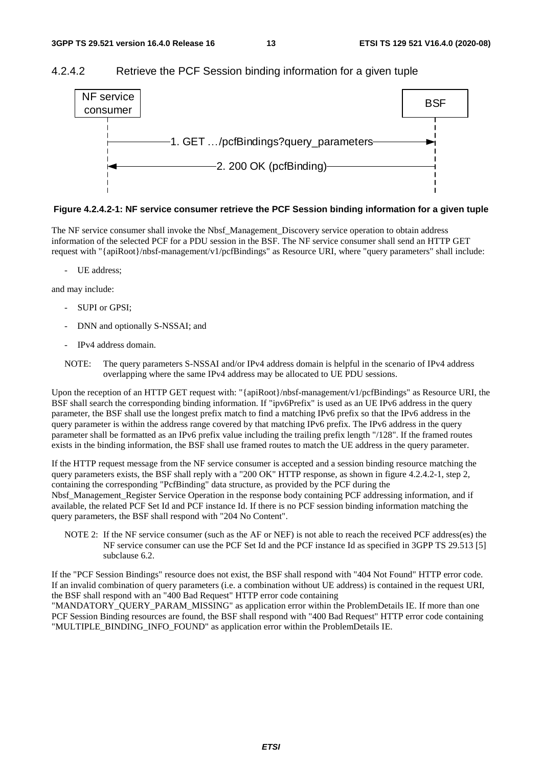#### 4.2.4.2 Retrieve the PCF Session binding information for a given tuple

NF service consumer → BSF: 1. GET …/pcfBindings?query_parameters

BSF → NF service consumer: 2. 200 OK (pcfBinding)

**Figure 4.2.4.2-1: NF service consumer retrieve the PCF Session binding information for a given tuple**

The NF service consumer shall invoke the Nbsf_Management_Discovery service operation to obtain address information of the selected PCF for a PDU session in the BSF. The NF service consumer shall send an HTTP GET request with "{apiRoot}/nbsf-management/v1/pcfBindings" as Resource URI, where "query parameters" shall include:

- UE address;

and may include:

- SUPI or GPSI;
- DNN and optionally S-NSSAI; and
- IPv4 address domain.

NOTE: The query parameters S-NSSAI and/or IPv4 address domain is helpful in the scenario of IPv4 address overlapping where the same IPv4 address may be allocated to UE PDU sessions.

Upon the reception of an HTTP GET request with: "{apiRoot}/nbsf-management/v1/pcfBindings" as Resource URI, the BSF shall search the corresponding binding information. If "ipv6Prefix" is used as an UE IPv6 address in the query parameter, the BSF shall use the longest prefix match to find a matching IPv6 prefix so that the IPv6 address in the query parameter is within the address range covered by that matching IPv6 prefix. The IPv6 address in the query parameter shall be formatted as an IPv6 prefix value including the trailing prefix length "/128". If the framed routes exists in the binding information, the BSF shall use framed routes to match the UE address in the query parameter.

If the HTTP request message from the NF service consumer is accepted and a session binding resource matching the query parameters exists, the BSF shall reply with a "200 OK" HTTP response, as shown in figure 4.2.4.2-1, step 2, containing the corresponding "PcfBinding" data structure, as provided by the PCF during the Nbsf_Management_Register Service Operation in the response body containing PCF addressing information, and if available, the related PCF Set Id and PCF instance Id. If there is no PCF session binding information matching the query parameters, the BSF shall respond with "204 No Content".

NOTE 2: If the NF service consumer (such as the AF or NEF) is not able to reach the received PCF address(es) the NF service consumer can use the PCF Set Id and the PCF instance Id as specified in 3GPP TS 29.513 [5] subclause 6.2.

If the "PCF Session Bindings" resource does not exist, the BSF shall respond with "404 Not Found" HTTP error code. If an invalid combination of query parameters (i.e. a combination without UE address) is contained in the request URI, the BSF shall respond with an "400 Bad Request" HTTP error code containing "MANDATORY_QUERY_PARAM_MISSING" as application error within the ProblemDetails IE. If more than one PCF Session Binding resources are found, the BSF shall respond with "400 Bad Request" HTTP error code containing "MULTIPLE_BINDING_INFO_FOUND" as application error within the ProblemDetails IE.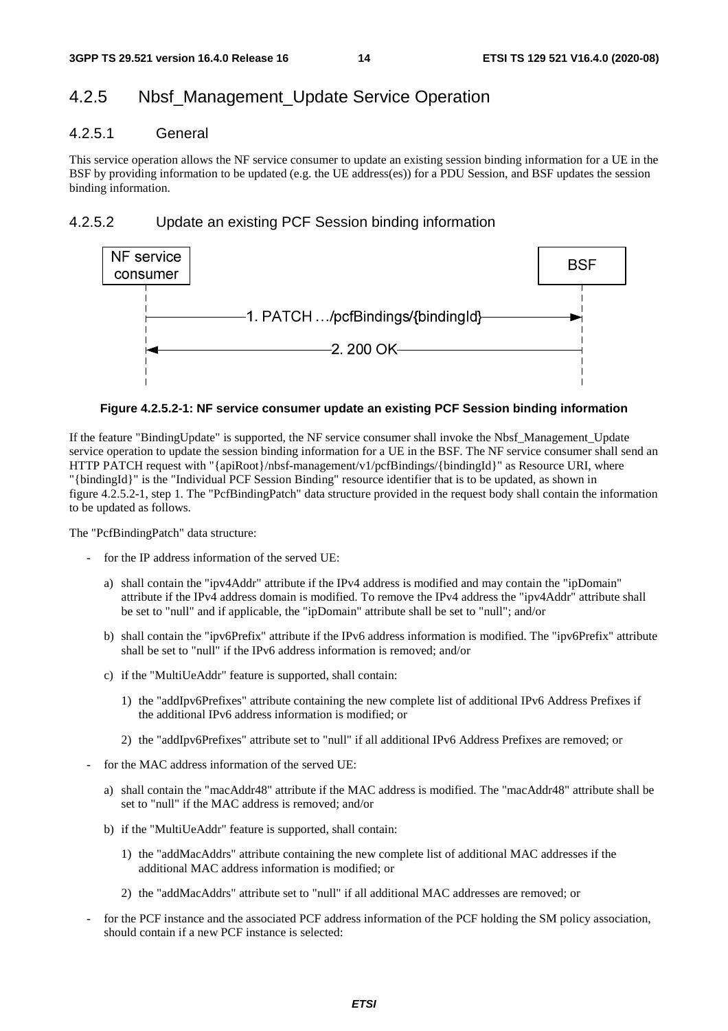## 4.2.5 Nbsf_Management_Update Service Operation

### 4.2.5.1 General

This service operation allows the NF service consumer to update an existing session binding information for a UE in the BSF by providing information to be updated (e.g. the UE address(es)) for a PDU Session, and BSF updates the session binding information.

### 4.2.5.2 Update an existing PCF Session binding information

NF service consumer → BSF: 1. PATCH …/pcfBindings/{bindingId}

BSF → NF service consumer: 2. 200 OK

**Figure 4.2.5.2-1: NF service consumer update an existing PCF Session binding information**

If the feature "BindingUpdate" is supported, the NF service consumer shall invoke the Nbsf_Management_Update service operation to update the session binding information for a UE in the BSF. The NF service consumer shall send an HTTP PATCH request with "{apiRoot}/nbsf-management/v1/pcfBindings/{bindingId}" as Resource URI, where "{bindingId}" is the "Individual PCF Session Binding" resource identifier that is to be updated, as shown in figure 4.2.5.2-1, step 1. The "PcfBindingPatch" data structure provided in the request body shall contain the information to be updated as follows.

The "PcfBindingPatch" data structure:

- for the IP address information of the served UE:
  - a) shall contain the "ipv4Addr" attribute if the IPv4 address is modified and may contain the "ipDomain" attribute if the IPv4 address domain is modified. To remove the IPv4 address the "ipv4Addr" attribute shall be set to "null" and if applicable, the "ipDomain" attribute shall be set to "null"; and/or
  - b) shall contain the "ipv6Prefix" attribute if the IPv6 address information is modified. The "ipv6Prefix" attribute shall be set to "null" if the IPv6 address information is removed; and/or
  - c) if the "MultiUeAddr" feature is supported, shall contain:
    - 1) the "addIpv6Prefixes" attribute containing the new complete list of additional IPv6 Address Prefixes if the additional IPv6 address information is modified; or
    - 2) the "addIpv6Prefixes" attribute set to "null" if all additional IPv6 Address Prefixes are removed; or
- for the MAC address information of the served UE:
  - a) shall contain the "macAddr48" attribute if the MAC address is modified. The "macAddr48" attribute shall be set to "null" if the MAC address is removed; and/or
  - b) if the "MultiUeAddr" feature is supported, shall contain:
    - 1) the "addMacAddrs" attribute containing the new complete list of additional MAC addresses if the additional MAC address information is modified; or
    - 2) the "addMacAddrs" attribute set to "null" if all additional MAC addresses are removed; or
- for the PCF instance and the associated PCF address information of the PCF holding the SM policy association, should contain if a new PCF instance is selected: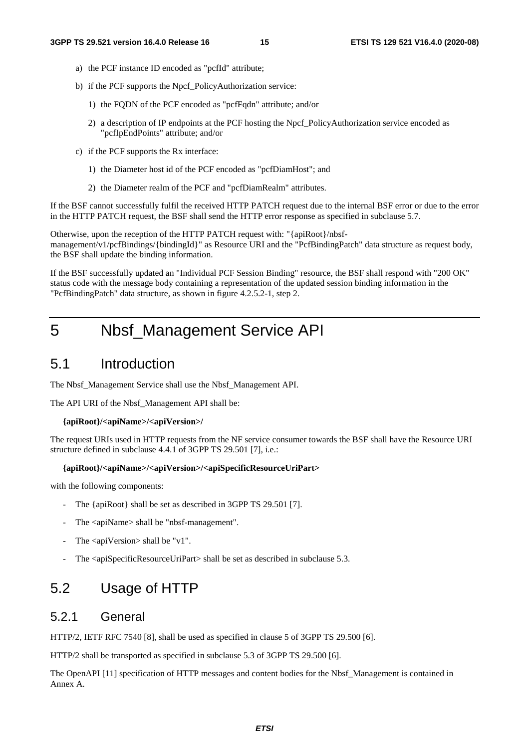a) the PCF instance ID encoded as "pcfId" attribute;

b) if the PCF supports the Npcf_PolicyAuthorization service:

   1) the FQDN of the PCF encoded as "pcfFqdn" attribute; and/or

   2) a description of IP endpoints at the PCF hosting the Npcf_PolicyAuthorization service encoded as "pcfIpEndPoints" attribute; and/or

c) if the PCF supports the Rx interface:

   1) the Diameter host id of the PCF encoded as "pcfDiamHost"; and

   2) the Diameter realm of the PCF and "pcfDiamRealm" attributes.

If the BSF cannot successfully fulfil the received HTTP PATCH request due to the internal BSF error or due to the error in the HTTP PATCH request, the BSF shall send the HTTP error response as specified in subclause 5.7.

Otherwise, upon the reception of the HTTP PATCH request with: "{apiRoot}/nbsf-management/v1/pcfBindings/{bindingId}" as Resource URI and the "PcfBindingPatch" data structure as request body, the BSF shall update the binding information.

If the BSF successfully updated an "Individual PCF Session Binding" resource, the BSF shall respond with "200 OK" status code with the message body containing a representation of the updated session binding information in the "PcfBindingPatch" data structure, as shown in figure 4.2.5.2-1, step 2.

# 5 Nbsf_Management Service API

## 5.1 Introduction

The Nbsf_Management Service shall use the Nbsf_Management API.

The API URI of the Nbsf_Management API shall be:

**{apiRoot}/<apiName>/<apiVersion>/**

The request URIs used in HTTP requests from the NF service consumer towards the BSF shall have the Resource URI structure defined in subclause 4.4.1 of 3GPP TS 29.501 [7], i.e.:

**{apiRoot}/<apiName>/<apiVersion>/<apiSpecificResourceUriPart>**

with the following components:

- The {apiRoot} shall be set as described in 3GPP TS 29.501 [7].
- The <apiName> shall be "nbsf-management".
- The <apiVersion> shall be "v1".
- The <apiSpecificResourceUriPart> shall be set as described in subclause 5.3.

## 5.2 Usage of HTTP

### 5.2.1 General

HTTP/2, IETF RFC 7540 [8], shall be used as specified in clause 5 of 3GPP TS 29.500 [6].

HTTP/2 shall be transported as specified in subclause 5.3 of 3GPP TS 29.500 [6].

The OpenAPI [11] specification of HTTP messages and content bodies for the Nbsf_Management is contained in Annex A.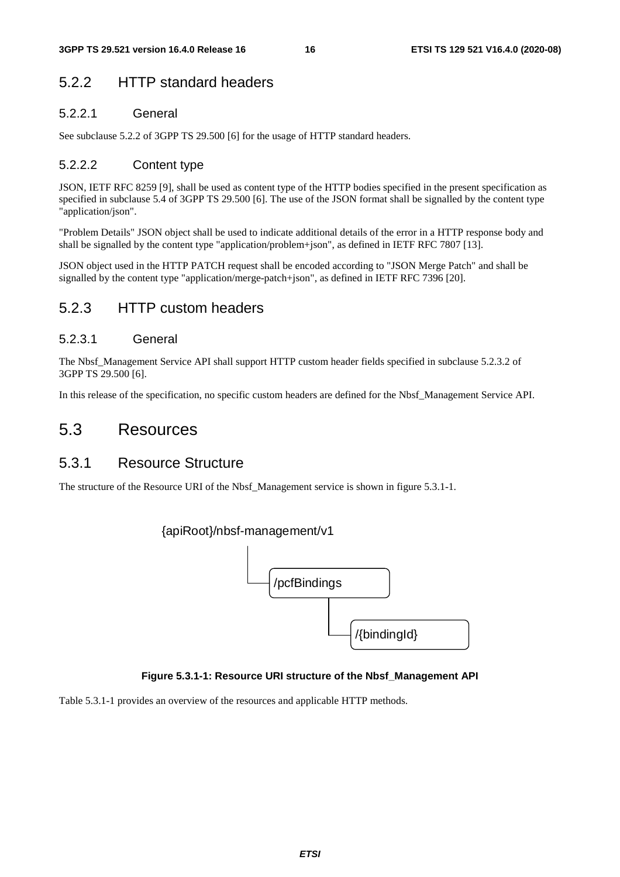### 5.2.2 HTTP standard headers

#### 5.2.2.1 General

See subclause 5.2.2 of 3GPP TS 29.500 [6] for the usage of HTTP standard headers.

#### 5.2.2.2 Content type

JSON, IETF RFC 8259 [9], shall be used as content type of the HTTP bodies specified in the present specification as specified in subclause 5.4 of 3GPP TS 29.500 [6]. The use of the JSON format shall be signalled by the content type "application/json".

"Problem Details" JSON object shall be used to indicate additional details of the error in a HTTP response body and shall be signalled by the content type "application/problem+json", as defined in IETF RFC 7807 [13].

JSON object used in the HTTP PATCH request shall be encoded according to "JSON Merge Patch" and shall be signalled by the content type "application/merge-patch+json", as defined in IETF RFC 7396 [20].

### 5.2.3 HTTP custom headers

#### 5.2.3.1 General

The Nbsf_Management Service API shall support HTTP custom header fields specified in subclause 5.2.3.2 of 3GPP TS 29.500 [6].

In this release of the specification, no specific custom headers are defined for the Nbsf_Management Service API.

## 5.3 Resources

### 5.3.1 Resource Structure

The structure of the Resource URI of the Nbsf_Management service is shown in figure 5.3.1-1.

```
{apiRoot}/nbsf-management/v1
    |
    └── /pcfBindings
            |
            └── /{bindingId}
```

**Figure 5.3.1-1: Resource URI structure of the Nbsf_Management API**

Table 5.3.1-1 provides an overview of the resources and applicable HTTP methods.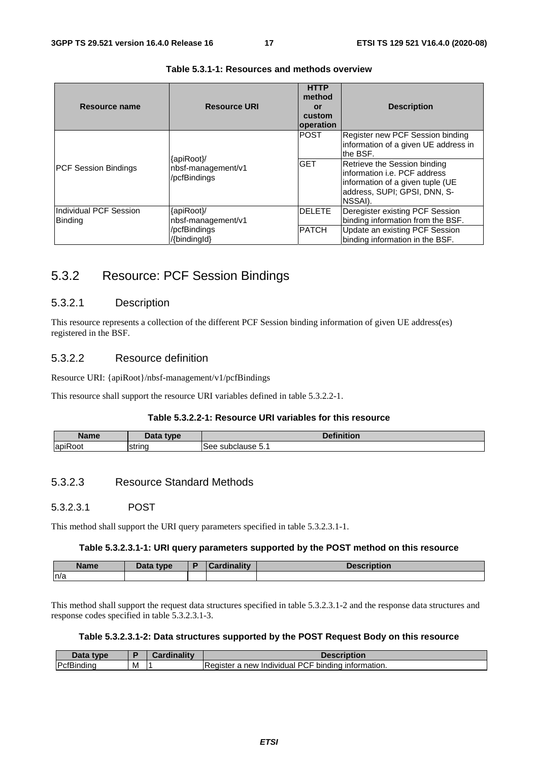**Table 5.3.1-1: Resources and methods overview**

| Resource name | Resource URI | HTTP method or custom operation | Description |
| --- | --- | --- | --- |
| PCF Session Bindings | {apiRoot}/ nbsf-management/v1 /pcfBindings | POST | Register new PCF Session binding information of a given UE address in the BSF. |
| | | GET | Retrieve the Session binding information i.e. PCF address information of a given tuple (UE address, SUPI; GPSI, DNN, S-NSSAI). |
| Individual PCF Session Binding | {apiRoot}/ nbsf-management/v1 /pcfBindings /{bindingId} | DELETE | Deregister existing PCF Session binding information from the BSF. |
| | | PATCH | Update an existing PCF Session binding information in the BSF. |

## 5.3.2 Resource: PCF Session Bindings

### 5.3.2.1 Description

This resource represents a collection of the different PCF Session binding information of given UE address(es) registered in the BSF.

### 5.3.2.2 Resource definition

Resource URI: {apiRoot}/nbsf-management/v1/pcfBindings

This resource shall support the resource URI variables defined in table 5.3.2.2-1.

**Table 5.3.2.2-1: Resource URI variables for this resource**

| Name | Data type | Definition |
| --- | --- | --- |
| apiRoot | string | See subclause 5.1 |

### 5.3.2.3 Resource Standard Methods

#### 5.3.2.3.1 POST

This method shall support the URI query parameters specified in table 5.3.2.3.1-1.

**Table 5.3.2.3.1-1: URI query parameters supported by the POST method on this resource**

| Name | Data type | P | Cardinality | Description |
| --- | --- | --- | --- | --- |
| n/a | | | | |

This method shall support the request data structures specified in table 5.3.2.3.1-2 and the response data structures and response codes specified in table 5.3.2.3.1-3.

**Table 5.3.2.3.1-2: Data structures supported by the POST Request Body on this resource**

| Data type | P | Cardinality | Description |
| --- | --- | --- | --- |
| PcfBinding | M | 1 | Register a new Individual PCF binding information. |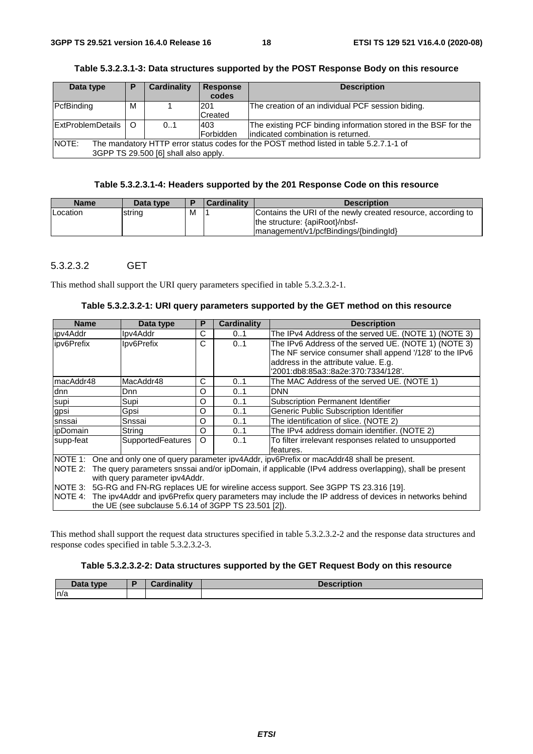**Table 5.3.2.3.1-3: Data structures supported by the POST Response Body on this resource**

| Data type | P | Cardinality | Response codes | Description |
|---|---|---|---|---|
| PcfBinding | M | 1 | 201 Created | The creation of an individual PCF session biding. |
| ExtProblemDetails | O | 0..1 | 403 Forbidden | The existing PCF binding information stored in the BSF for the indicated combination is returned. |
| NOTE: The mandatory HTTP error status codes for the POST method listed in table 5.2.7.1-1 of 3GPP TS 29.500 [6] shall also apply. | | | | |

**Table 5.3.2.3.1-4: Headers supported by the 201 Response Code on this resource**

| Name | Data type | P | Cardinality | Description |
|---|---|---|---|---|
| Location | string | M | 1 | Contains the URI of the newly created resource, according to the structure: {apiRoot}/nbsf-management/v1/pcfBindings/{bindingId} |

#### 5.3.2.3.2 GET

This method shall support the URI query parameters specified in table 5.3.2.3.2-1.

**Table 5.3.2.3.2-1: URI query parameters supported by the GET method on this resource**

| Name | Data type | P | Cardinality | Description |
|---|---|---|---|---|
| ipv4Addr | Ipv4Addr | C | 0..1 | The IPv4 Address of the served UE. (NOTE 1) (NOTE 3) |
| ipv6Prefix | Ipv6Prefix | C | 0..1 | The IPv6 Address of the served UE. (NOTE 1) (NOTE 3) The NF service consumer shall append '/128' to the IPv6 address in the attribute value. E.g. '2001:db8:85a3::8a2e:370:7334/128'. |
| macAddr48 | MacAddr48 | C | 0..1 | The MAC Address of the served UE. (NOTE 1) |
| dnn | Dnn | O | 0..1 | DNN |
| supi | Supi | O | 0..1 | Subscription Permanent Identifier |
| gpsi | Gpsi | O | 0..1 | Generic Public Subscription Identifier |
| snssai | Snssai | O | 0..1 | The identification of slice. (NOTE 2) |
| ipDomain | String | O | 0..1 | The IPv4 address domain identifier. (NOTE 2) |
| supp-feat | SupportedFeatures | O | 0..1 | To filter irrelevant responses related to unsupported features. |
| NOTE 1: One and only one of query parameter ipv4Addr, ipv6Prefix or macAddr48 shall be present.<br>NOTE 2: The query parameters snssai and/or ipDomain, if applicable (IPv4 address overlapping), shall be present with query parameter ipv4Addr.<br>NOTE 3: 5G-RG and FN-RG replaces UE for wireline access support. See 3GPP TS 23.316 [19].<br>NOTE 4: The ipv4Addr and ipv6Prefix query parameters may include the IP address of devices in networks behind the UE (see subclause 5.6.14 of 3GPP TS 23.501 [2]). | | | | |

This method shall support the request data structures specified in table 5.3.2.3.2-2 and the response data structures and response codes specified in table 5.3.2.3.2-3.

**Table 5.3.2.3.2-2: Data structures supported by the GET Request Body on this resource**

| Data type | P | Cardinality | Description |
|---|---|---|---|
| n/a | | | |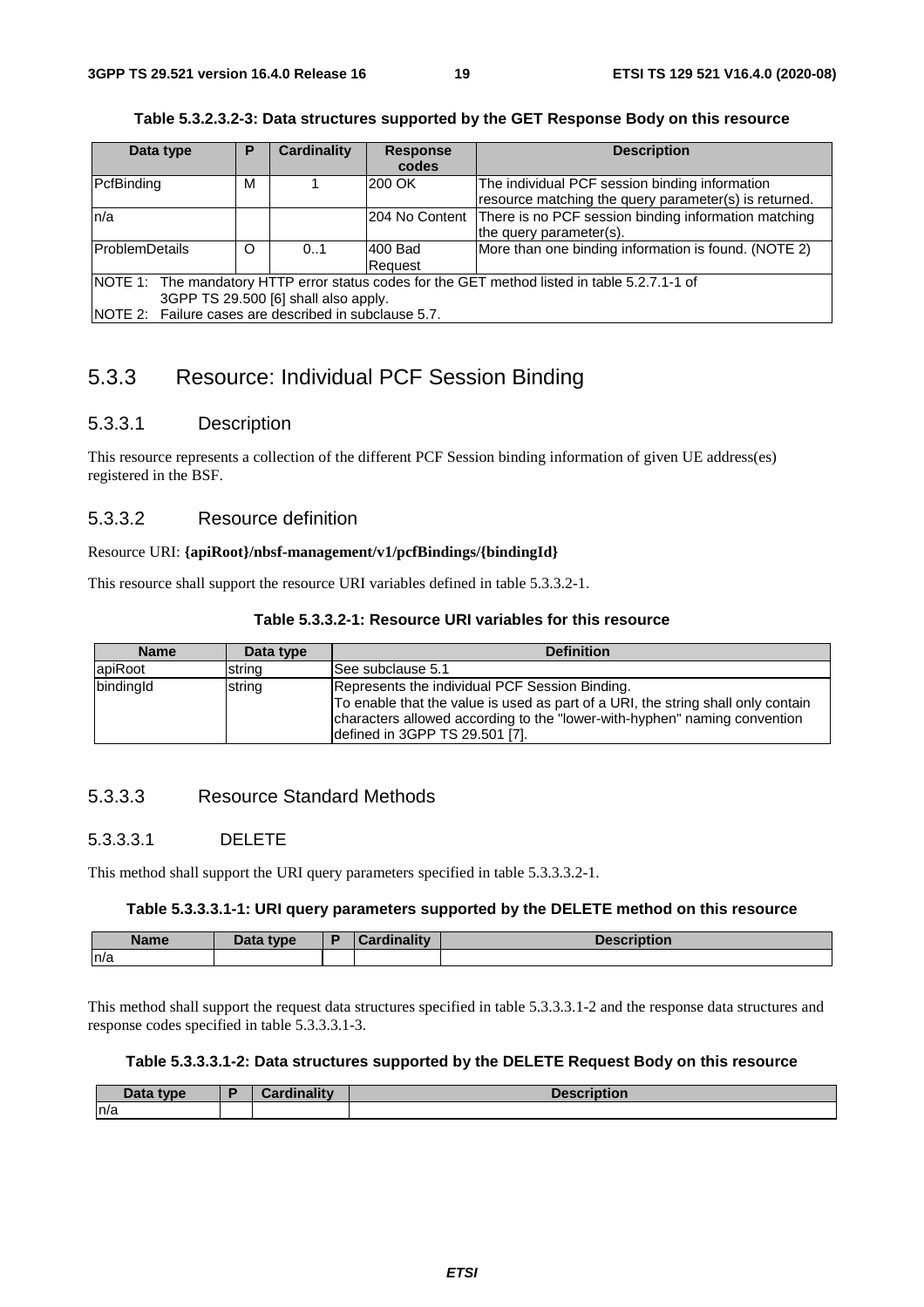**Table 5.3.2.3.2-3: Data structures supported by the GET Response Body on this resource**

| Data type | P | Cardinality | Response codes | Description |
|---|---|---|---|---|
| PcfBinding | M | 1 | 200 OK | The individual PCF session binding information resource matching the query parameter(s) is returned. |
| n/a | | | 204 No Content | There is no PCF session binding information matching the query parameter(s). |
| ProblemDetails | O | 0..1 | 400 Bad Request | More than one binding information is found. (NOTE 2) |
| NOTE 1: The mandatory HTTP error status codes for the GET method listed in table 5.2.7.1-1 of 3GPP TS 29.500 [6] shall also apply.<br>NOTE 2: Failure cases are described in subclause 5.7. | | | | |

## 5.3.3 Resource: Individual PCF Session Binding

### 5.3.3.1 Description

This resource represents a collection of the different PCF Session binding information of given UE address(es) registered in the BSF.

### 5.3.3.2 Resource definition

Resource URI: **{apiRoot}/nbsf-management/v1/pcfBindings/{bindingId}**

This resource shall support the resource URI variables defined in table 5.3.3.2-1.

**Table 5.3.3.2-1: Resource URI variables for this resource**

| Name | Data type | Definition |
|---|---|---|
| apiRoot | string | See subclause 5.1 |
| bindingId | string | Represents the individual PCF Session Binding.<br>To enable that the value is used as part of a URI, the string shall only contain characters allowed according to the "lower-with-hyphen" naming convention defined in 3GPP TS 29.501 [7]. |

### 5.3.3.3 Resource Standard Methods

#### 5.3.3.3.1 DELETE

This method shall support the URI query parameters specified in table 5.3.3.3.2-1.

**Table 5.3.3.3.1-1: URI query parameters supported by the DELETE method on this resource**

| Name | Data type | P | Cardinality | Description |
|---|---|---|---|---|
| n/a | | | | |

This method shall support the request data structures specified in table 5.3.3.3.1-2 and the response data structures and response codes specified in table 5.3.3.3.1-3.

**Table 5.3.3.3.1-2: Data structures supported by the DELETE Request Body on this resource**

| Data type | P | Cardinality | Description |
|---|---|---|---|
| n/a | | | |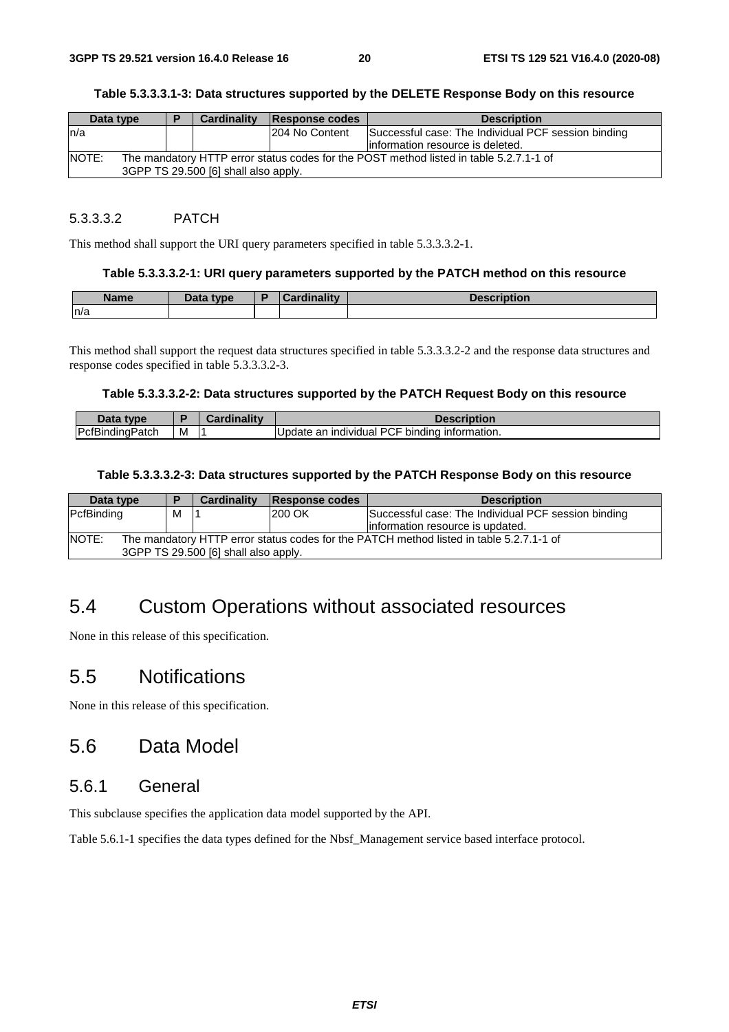**Table 5.3.3.3.1-3: Data structures supported by the DELETE Response Body on this resource**

| Data type | P | Cardinality | Response codes | Description |
|---|---|---|---|---|
| n/a | | | 204 No Content | Successful case: The Individual PCF session binding information resource is deleted. |
| NOTE: The mandatory HTTP error status codes for the POST method listed in table 5.2.7.1-1 of 3GPP TS 29.500 [6] shall also apply. | | | | |

#### 5.3.3.3.2 PATCH

This method shall support the URI query parameters specified in table 5.3.3.3.2-1.

**Table 5.3.3.3.2-1: URI query parameters supported by the PATCH method on this resource**

| Name | Data type | P | Cardinality | Description |
|---|---|---|---|---|
| n/a | | | | |

This method shall support the request data structures specified in table 5.3.3.3.2-2 and the response data structures and response codes specified in table 5.3.3.3.2-3.

**Table 5.3.3.3.2-2: Data structures supported by the PATCH Request Body on this resource**

| Data type | P | Cardinality | Description |
|---|---|---|---|
| PcfBindingPatch | M | 1 | Update an individual PCF binding information. |

**Table 5.3.3.3.2-3: Data structures supported by the PATCH Response Body on this resource**

| Data type | P | Cardinality | Response codes | Description |
|---|---|---|---|---|
| PcfBinding | M | 1 | 200 OK | Successful case: The Individual PCF session binding information resource is updated. |
| NOTE: The mandatory HTTP error status codes for the PATCH method listed in table 5.2.7.1-1 of 3GPP TS 29.500 [6] shall also apply. | | | | |

## 5.4 Custom Operations without associated resources

None in this release of this specification.

## 5.5 Notifications

None in this release of this specification.

## 5.6 Data Model

### 5.6.1 General

This subclause specifies the application data model supported by the API.

Table 5.6.1-1 specifies the data types defined for the Nbsf_Management service based interface protocol.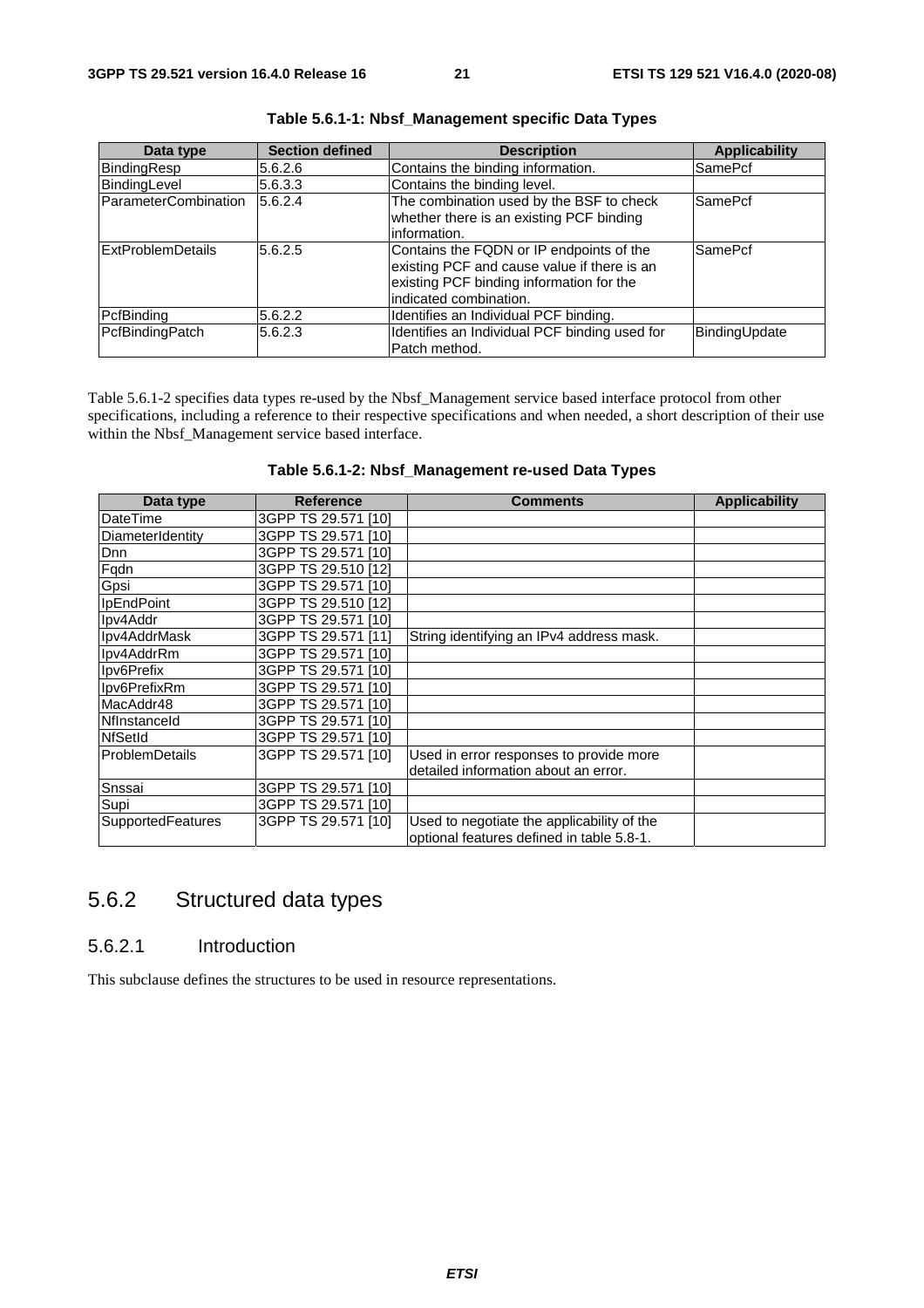**Table 5.6.1-1: Nbsf_Management specific Data Types**

| Data type | Section defined | Description | Applicability |
| --- | --- | --- | --- |
| BindingResp | 5.6.2.6 | Contains the binding information. | SamePcf |
| BindingLevel | 5.6.3.3 | Contains the binding level. | |
| ParameterCombination | 5.6.2.4 | The combination used by the BSF to check whether there is an existing PCF binding information. | SamePcf |
| ExtProblemDetails | 5.6.2.5 | Contains the FQDN or IP endpoints of the existing PCF and cause value if there is an existing PCF binding information for the indicated combination. | SamePcf |
| PcfBinding | 5.6.2.2 | Identifies an Individual PCF binding. | |
| PcfBindingPatch | 5.6.2.3 | Identifies an Individual PCF binding used for Patch method. | BindingUpdate |

Table 5.6.1-2 specifies data types re-used by the Nbsf_Management service based interface protocol from other specifications, including a reference to their respective specifications and when needed, a short description of their use within the Nbsf_Management service based interface.

**Table 5.6.1-2: Nbsf_Management re-used Data Types**

| Data type | Reference | Comments | Applicability |
| --- | --- | --- | --- |
| DateTime | 3GPP TS 29.571 [10] | | |
| DiameterIdentity | 3GPP TS 29.571 [10] | | |
| Dnn | 3GPP TS 29.571 [10] | | |
| Fqdn | 3GPP TS 29.510 [12] | | |
| Gpsi | 3GPP TS 29.571 [10] | | |
| IpEndPoint | 3GPP TS 29.510 [12] | | |
| Ipv4Addr | 3GPP TS 29.571 [10] | | |
| Ipv4AddrMask | 3GPP TS 29.571 [11] | String identifying an IPv4 address mask. | |
| Ipv4AddrRm | 3GPP TS 29.571 [10] | | |
| Ipv6Prefix | 3GPP TS 29.571 [10] | | |
| Ipv6PrefixRm | 3GPP TS 29.571 [10] | | |
| MacAddr48 | 3GPP TS 29.571 [10] | | |
| NfInstanceId | 3GPP TS 29.571 [10] | | |
| NfSetId | 3GPP TS 29.571 [10] | | |
| ProblemDetails | 3GPP TS 29.571 [10] | Used in error responses to provide more detailed information about an error. | |
| Snssai | 3GPP TS 29.571 [10] | | |
| Supi | 3GPP TS 29.571 [10] | | |
| SupportedFeatures | 3GPP TS 29.571 [10] | Used to negotiate the applicability of the optional features defined in table 5.8-1. | |

## 5.6.2 Structured data types

### 5.6.2.1 Introduction

This subclause defines the structures to be used in resource representations.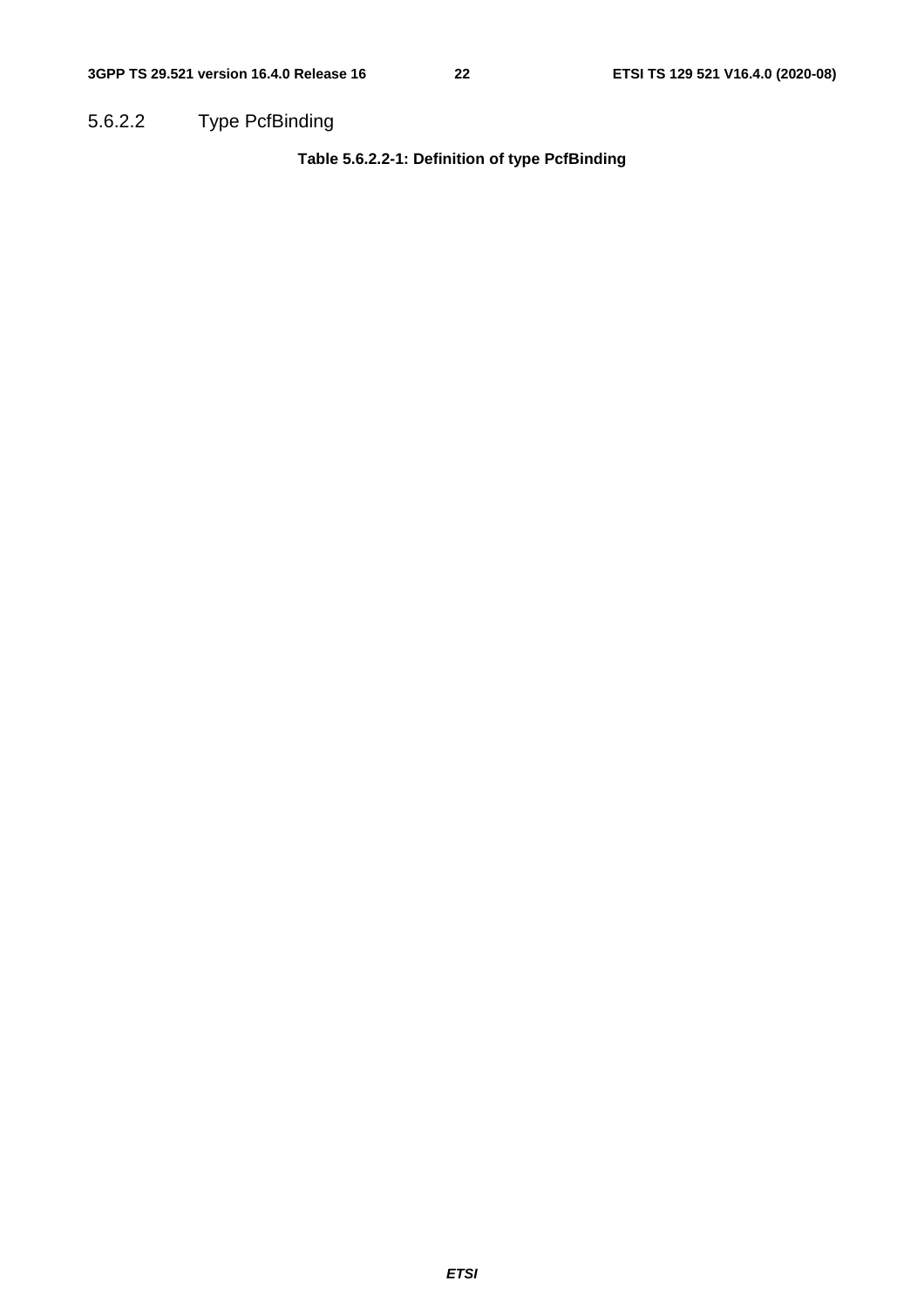#### 5.6.2.2 Type PcfBinding

**Table 5.6.2.2-1: Definition of type PcfBinding**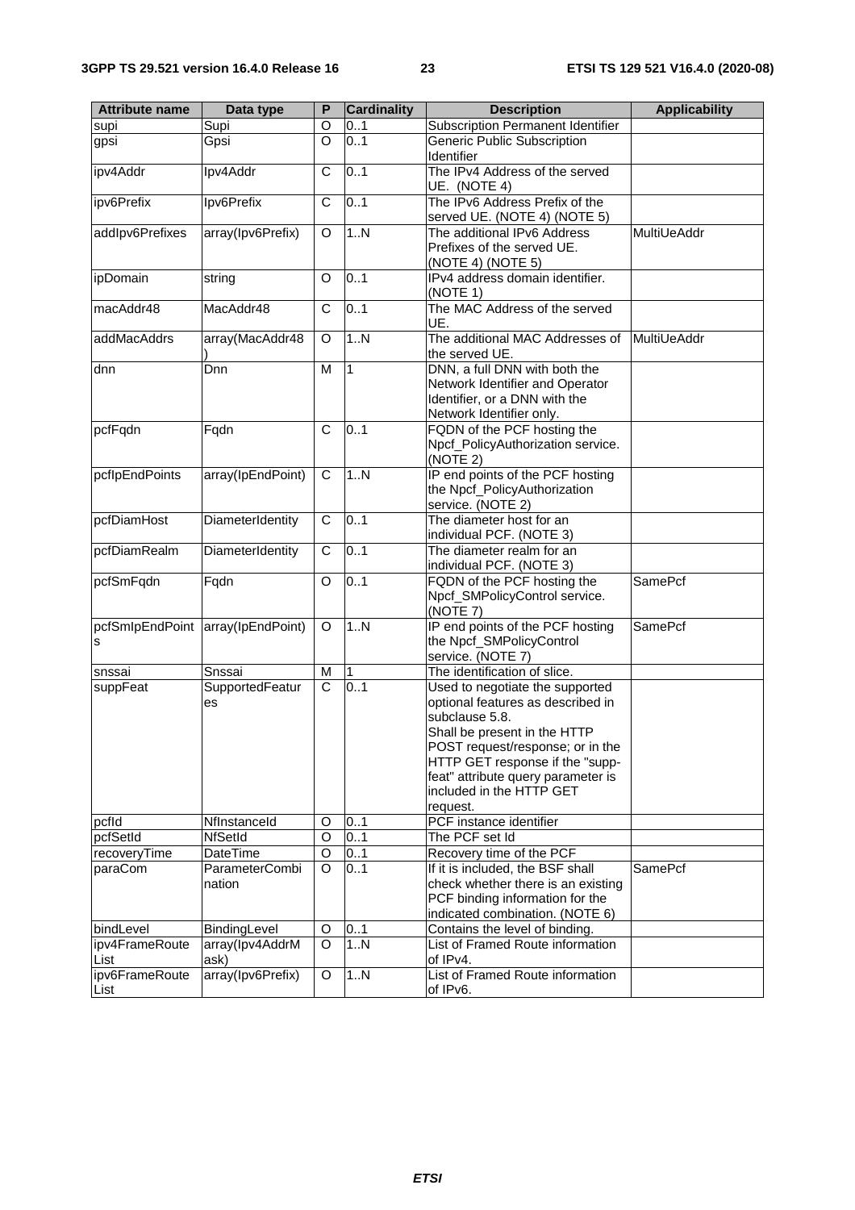| Attribute name | Data type | P | Cardinality | Description | Applicability |
| --- | --- | --- | --- | --- | --- |
| supi | Supi | O | 0..1 | Subscription Permanent Identifier | |
| gpsi | Gpsi | O | 0..1 | Generic Public Subscription Identifier | |
| ipv4Addr | Ipv4Addr | C | 0..1 | The IPv4 Address of the served UE. (NOTE 4) | |
| ipv6Prefix | Ipv6Prefix | C | 0..1 | The IPv6 Address Prefix of the served UE. (NOTE 4) (NOTE 5) | |
| addIpv6Prefixes | array(Ipv6Prefix) | O | 1..N | The additional IPv6 Address Prefixes of the served UE. (NOTE 4) (NOTE 5) | MultiUeAddr |
| ipDomain | string | O | 0..1 | IPv4 address domain identifier. (NOTE 1) | |
| macAddr48 | MacAddr48 | C | 0..1 | The MAC Address of the served UE. | |
| addMacAddrs | array(MacAddr48) | O | 1..N | The additional MAC Addresses of the served UE. | MultiUeAddr |
| dnn | Dnn | M | 1 | DNN, a full DNN with both the Network Identifier and Operator Identifier, or a DNN with the Network Identifier only. | |
| pcfFqdn | Fqdn | C | 0..1 | FQDN of the PCF hosting the Npcf_PolicyAuthorization service. (NOTE 2) | |
| pcfIpEndPoints | array(IpEndPoint) | C | 1..N | IP end points of the PCF hosting the Npcf_PolicyAuthorization service. (NOTE 2) | |
| pcfDiamHost | DiameterIdentity | C | 0..1 | The diameter host for an individual PCF. (NOTE 3) | |
| pcfDiamRealm | DiameterIdentity | C | 0..1 | The diameter realm for an individual PCF. (NOTE 3) | |
| pcfSmFqdn | Fqdn | O | 0..1 | FQDN of the PCF hosting the Npcf_SMPolicyControl service. (NOTE 7) | SamePcf |
| pcfSmIpEndPoints | array(IpEndPoint) | O | 1..N | IP end points of the PCF hosting the Npcf_SMPolicyControl service. (NOTE 7) | SamePcf |
| snssai | Snssai | M | 1 | The identification of slice. | |
| suppFeat | SupportedFeatures | C | 0..1 | Used to negotiate the supported optional features as described in subclause 5.8. Shall be present in the HTTP POST request/response; or in the HTTP GET response if the "supp-feat" attribute query parameter is included in the HTTP GET request. | |
| pcfId | NfInstanceId | O | 0..1 | PCF instance identifier | |
| pcfSetId | NfSetId | O | 0..1 | The PCF set Id | |
| recoveryTime | DateTime | O | 0..1 | Recovery time of the PCF | |
| paraCom | ParameterCombination | O | 0..1 | If it is included, the BSF shall check whether there is an existing PCF binding information for the indicated combination. (NOTE 6) | SamePcf |
| bindLevel | BindingLevel | O | 0..1 | Contains the level of binding. | |
| ipv4FrameRouteList | array(Ipv4AddrMask) | O | 1..N | List of Framed Route information of IPv4. | |
| ipv6FrameRouteList | array(Ipv6Prefix) | O | 1..N | List of Framed Route information of IPv6. | |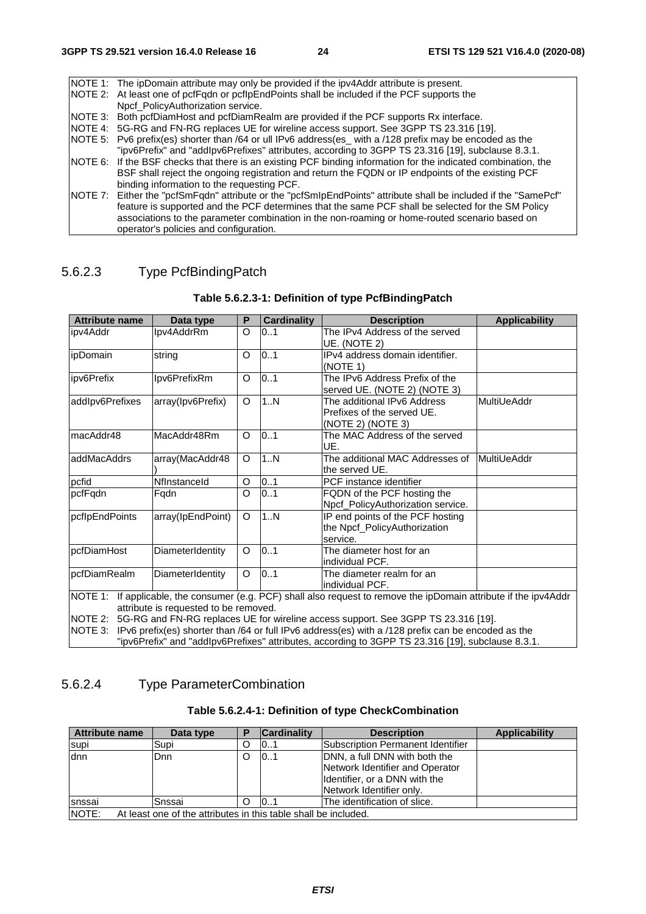| NOTE 1: | The ipDomain attribute may only be provided if the ipv4Addr attribute is present. |
|---|---|
| NOTE 2: | At least one of pcfFqdn or pcfIpEndPoints shall be included if the PCF supports the Npcf_PolicyAuthorization service. |
| NOTE 3: | Both pcfDiamHost and pcfDiamRealm are provided if the PCF supports Rx interface. |
| NOTE 4: | 5G-RG and FN-RG replaces UE for wireline access support. See 3GPP TS 23.316 [19]. |
| NOTE 5: | Pv6 prefix(es) shorter than /64 or ull IPv6 address(es_ with a /128 prefix may be encoded as the "ipv6Prefix" and "addIpv6Prefixes" attributes, according to 3GPP TS 23.316 [19], subclause 8.3.1. |
| NOTE 6: | If the BSF checks that there is an existing PCF binding information for the indicated combination, the BSF shall reject the ongoing registration and return the FQDN or IP endpoints of the existing PCF binding information to the requesting PCF. |
| NOTE 7: | Either the "pcfSmFqdn" attribute or the "pcfSmIpEndPoints" attribute shall be included if the "SamePcf" feature is supported and the PCF determines that the same PCF shall be selected for the SM Policy associations to the parameter combination in the non-roaming or home-routed scenario based on operator's policies and configuration. |

### 5.6.2.3 Type PcfBindingPatch

**Table 5.6.2.3-1: Definition of type PcfBindingPatch**

| Attribute name | Data type | P | Cardinality | Description | Applicability |
|---|---|---|---|---|---|
| ipv4Addr | Ipv4AddrRm | O | 0..1 | The IPv4 Address of the served UE. (NOTE 2) | |
| ipDomain | string | O | 0..1 | IPv4 address domain identifier. (NOTE 1) | |
| ipv6Prefix | Ipv6PrefixRm | O | 0..1 | The IPv6 Address Prefix of the served UE. (NOTE 2) (NOTE 3) | |
| addIpv6Prefixes | array(Ipv6Prefix) | O | 1..N | The additional IPv6 Address Prefixes of the served UE. (NOTE 2) (NOTE 3) | MultiUeAddr |
| macAddr48 | MacAddr48Rm | O | 0..1 | The MAC Address of the served UE. | |
| addMacAddrs | array(MacAddr48) | O | 1..N | The additional MAC Addresses of the served UE. | MultiUeAddr |
| pcfid | NfInstanceId | O | 0..1 | PCF instance identifier | |
| pcfFqdn | Fqdn | O | 0..1 | FQDN of the PCF hosting the Npcf_PolicyAuthorization service. | |
| pcfIpEndPoints | array(IpEndPoint) | O | 1..N | IP end points of the PCF hosting the Npcf_PolicyAuthorization service. | |
| pcfDiamHost | DiameterIdentity | O | 0..1 | The diameter host for an individual PCF. | |
| pcfDiamRealm | DiameterIdentity | O | 0..1 | The diameter realm for an individual PCF. | |
| NOTE 1: If applicable, the consumer (e.g. PCF) shall also request to remove the ipDomain attribute if the ipv4Addr attribute is requested to be removed.<br>NOTE 2: 5G-RG and FN-RG replaces UE for wireline access support. See 3GPP TS 23.316 [19].<br>NOTE 3: IPv6 prefix(es) shorter than /64 or full IPv6 address(es) with a /128 prefix can be encoded as the "ipv6Prefix" and "addIpv6Prefixes" attributes, according to 3GPP TS 23.316 [19], subclause 8.3.1. | | | | | |

### 5.6.2.4 Type ParameterCombination

**Table 5.6.2.4-1: Definition of type CheckCombination**

| Attribute name | Data type | P | Cardinality | Description | Applicability |
|---|---|---|---|---|---|
| supi | Supi | O | 0..1 | Subscription Permanent Identifier | |
| dnn | Dnn | O | 0..1 | DNN, a full DNN with both the Network Identifier and Operator Identifier, or a DNN with the Network Identifier only. | |
| snssai | Snssai | O | 0..1 | The identification of slice. | |
| NOTE: At least one of the attributes in this table shall be included. | | | | | |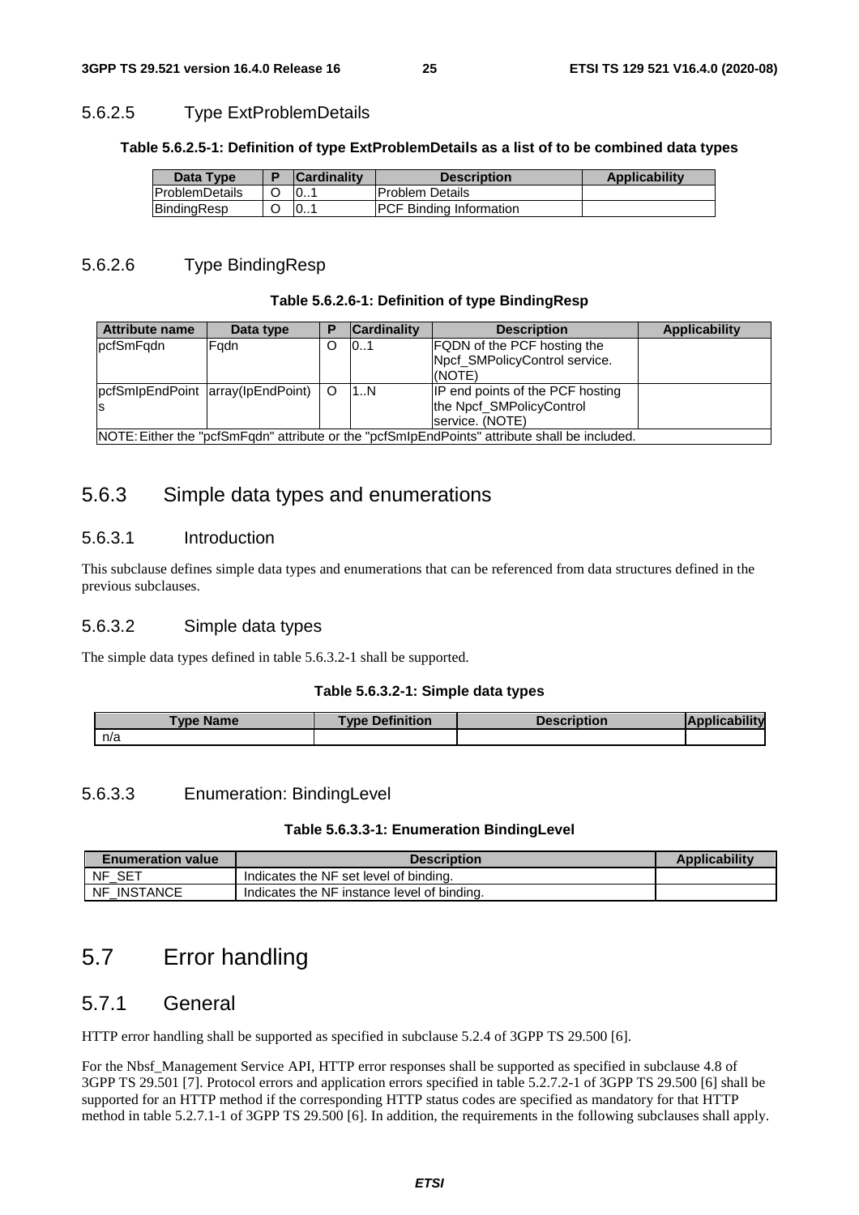#### 5.6.2.5 Type ExtProblemDetails

**Table 5.6.2.5-1: Definition of type ExtProblemDetails as a list of to be combined data types**

| Data Type | P | Cardinality | Description | Applicability |
|---|---|---|---|---|
| ProblemDetails | O | 0..1 | Problem Details | |
| BindingResp | O | 0..1 | PCF Binding Information | |

#### 5.6.2.6 Type BindingResp

**Table 5.6.2.6-1: Definition of type BindingResp**

| Attribute name | Data type | P | Cardinality | Description | Applicability |
|---|---|---|---|---|---|
| pcfSmFqdn | Fqdn | O | 0..1 | FQDN of the PCF hosting the Npcf_SMPolicyControl service. (NOTE) | |
| pcfSmIpEndPoints | array(IpEndPoint) | O | 1..N | IP end points of the PCF hosting the Npcf_SMPolicyControl service. (NOTE) | |
| NOTE: Either the "pcfSmFqdn" attribute or the "pcfSmIpEndPoints" attribute shall be included. | | | | | |

### 5.6.3 Simple data types and enumerations

#### 5.6.3.1 Introduction

This subclause defines simple data types and enumerations that can be referenced from data structures defined in the previous subclauses.

#### 5.6.3.2 Simple data types

The simple data types defined in table 5.6.3.2-1 shall be supported.

**Table 5.6.3.2-1: Simple data types**

| Type Name | Type Definition | Description | Applicability |
|---|---|---|---|
| n/a | | | |

#### 5.6.3.3 Enumeration: BindingLevel

**Table 5.6.3.3-1: Enumeration BindingLevel**

| Enumeration value | Description | Applicability |
|---|---|---|
| NF_SET | Indicates the NF set level of binding. | |
| NF_INSTANCE | Indicates the NF instance level of binding. | |

## 5.7 Error handling

### 5.7.1 General

HTTP error handling shall be supported as specified in subclause 5.2.4 of 3GPP TS 29.500 [6].

For the Nbsf_Management Service API, HTTP error responses shall be supported as specified in subclause 4.8 of 3GPP TS 29.501 [7]. Protocol errors and application errors specified in table 5.2.7.2-1 of 3GPP TS 29.500 [6] shall be supported for an HTTP method if the corresponding HTTP status codes are specified as mandatory for that HTTP method in table 5.2.7.1-1 of 3GPP TS 29.500 [6]. In addition, the requirements in the following subclauses shall apply.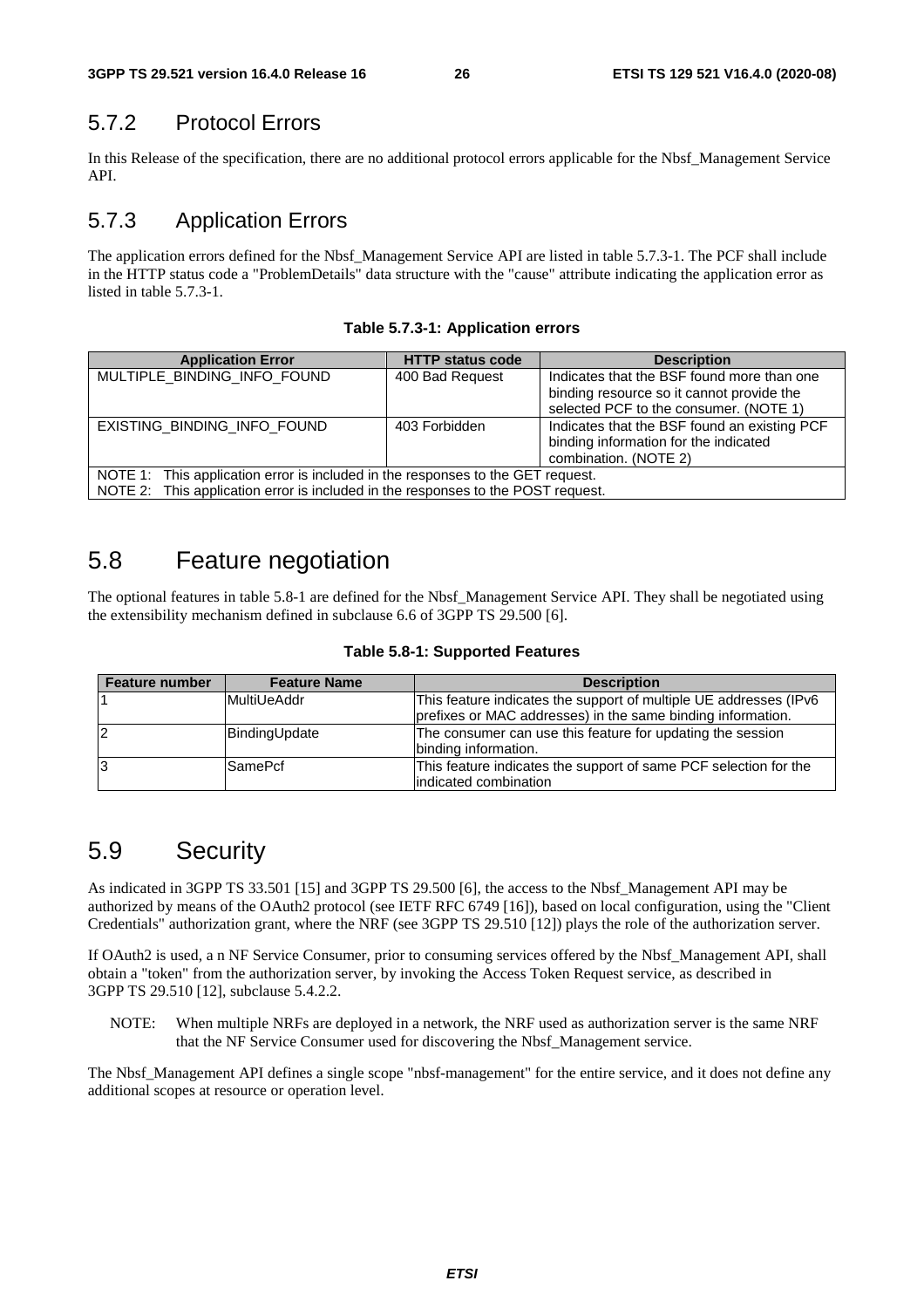### 5.7.2 Protocol Errors

In this Release of the specification, there are no additional protocol errors applicable for the Nbsf_Management Service API.

### 5.7.3 Application Errors

The application errors defined for the Nbsf_Management Service API are listed in table 5.7.3-1. The PCF shall include in the HTTP status code a "ProblemDetails" data structure with the "cause" attribute indicating the application error as listed in table 5.7.3-1.

**Table 5.7.3-1: Application errors**

| Application Error | HTTP status code | Description |
| --- | --- | --- |
| MULTIPLE_BINDING_INFO_FOUND | 400 Bad Request | Indicates that the BSF found more than one binding resource so it cannot provide the selected PCF to the consumer. (NOTE 1) |
| EXISTING_BINDING_INFO_FOUND | 403 Forbidden | Indicates that the BSF found an existing PCF binding information for the indicated combination. (NOTE 2) |
| NOTE 1: This application error is included in the responses to the GET request.<br>NOTE 2: This application error is included in the responses to the POST request. | | |

## 5.8 Feature negotiation

The optional features in table 5.8-1 are defined for the Nbsf_Management Service API. They shall be negotiated using the extensibility mechanism defined in subclause 6.6 of 3GPP TS 29.500 [6].

**Table 5.8-1: Supported Features**

| Feature number | Feature Name | Description |
| --- | --- | --- |
| 1 | MultiUeAddr | This feature indicates the support of multiple UE addresses (IPv6 prefixes or MAC addresses) in the same binding information. |
| 2 | BindingUpdate | The consumer can use this feature for updating the session binding information. |
| 3 | SamePcf | This feature indicates the support of same PCF selection for the indicated combination |

## 5.9 Security

As indicated in 3GPP TS 33.501 [15] and 3GPP TS 29.500 [6], the access to the Nbsf_Management API may be authorized by means of the OAuth2 protocol (see IETF RFC 6749 [16]), based on local configuration, using the "Client Credentials" authorization grant, where the NRF (see 3GPP TS 29.510 [12]) plays the role of the authorization server.

If OAuth2 is used, a n NF Service Consumer, prior to consuming services offered by the Nbsf_Management API, shall obtain a "token" from the authorization server, by invoking the Access Token Request service, as described in 3GPP TS 29.510 [12], subclause 5.4.2.2.

NOTE: When multiple NRFs are deployed in a network, the NRF used as authorization server is the same NRF that the NF Service Consumer used for discovering the Nbsf_Management service.

The Nbsf_Management API defines a single scope "nbsf-management" for the entire service, and it does not define any additional scopes at resource or operation level.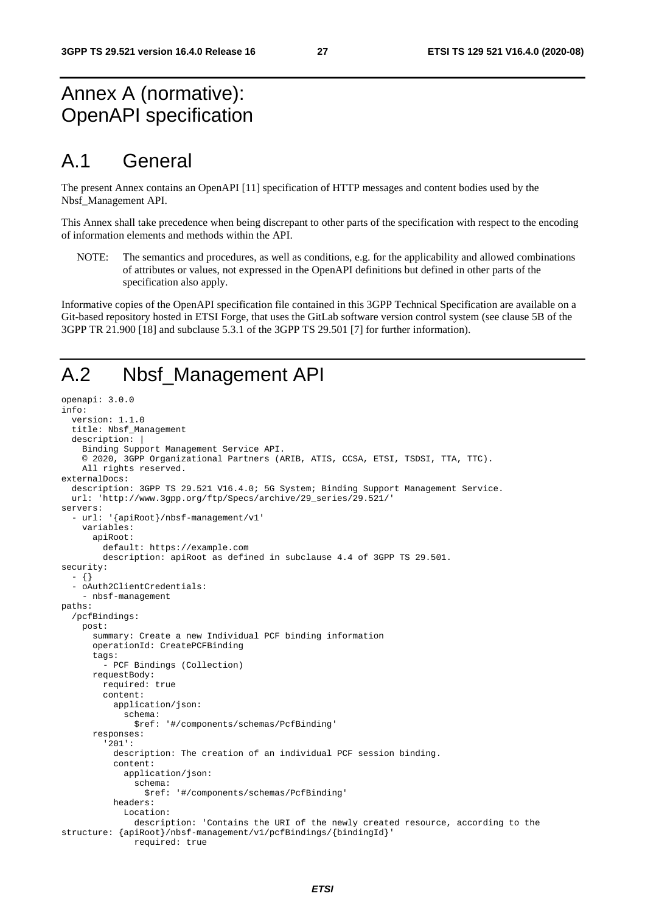# Annex A (normative): OpenAPI specification

## A.1 General

The present Annex contains an OpenAPI [11] specification of HTTP messages and content bodies used by the Nbsf_Management API.

This Annex shall take precedence when being discrepant to other parts of the specification with respect to the encoding of information elements and methods within the API.

NOTE: The semantics and procedures, as well as conditions, e.g. for the applicability and allowed combinations of attributes or values, not expressed in the OpenAPI definitions but defined in other parts of the specification also apply.

Informative copies of the OpenAPI specification file contained in this 3GPP Technical Specification are available on a Git-based repository hosted in ETSI Forge, that uses the GitLab software version control system (see clause 5B of the 3GPP TR 21.900 [18] and subclause 5.3.1 of the 3GPP TS 29.501 [7] for further information).

## A.2 Nbsf_Management API

```
openapi: 3.0.0
info:
  version: 1.1.0
  title: Nbsf_Management
  description: |
    Binding Support Management Service API.
    © 2020, 3GPP Organizational Partners (ARIB, ATIS, CCSA, ETSI, TSDSI, TTA, TTC).
    All rights reserved.
externalDocs:
  description: 3GPP TS 29.521 V16.4.0; 5G System; Binding Support Management Service.
  url: 'http://www.3gpp.org/ftp/Specs/archive/29_series/29.521/'
servers:
  - url: '{apiRoot}/nbsf-management/v1'
    variables:
      apiRoot:
        default: https://example.com
        description: apiRoot as defined in subclause 4.4 of 3GPP TS 29.501.
security:
  - {}
  - oAuth2ClientCredentials:
    - nbsf-management
paths:
  /pcfBindings:
    post:
      summary: Create a new Individual PCF binding information
      operationId: CreatePCFBinding
      tags:
        - PCF Bindings (Collection)
      requestBody:
        required: true
        content:
          application/json:
            schema:
              $ref: '#/components/schemas/PcfBinding'
      responses:
        '201':
          description: The creation of an individual PCF session binding.
          content:
            application/json:
              schema:
                $ref: '#/components/schemas/PcfBinding'
          headers:
            Location:
              description: 'Contains the URI of the newly created resource, according to the 
structure: {apiRoot}/nbsf-management/v1/pcfBindings/{bindingId}'
              required: true
```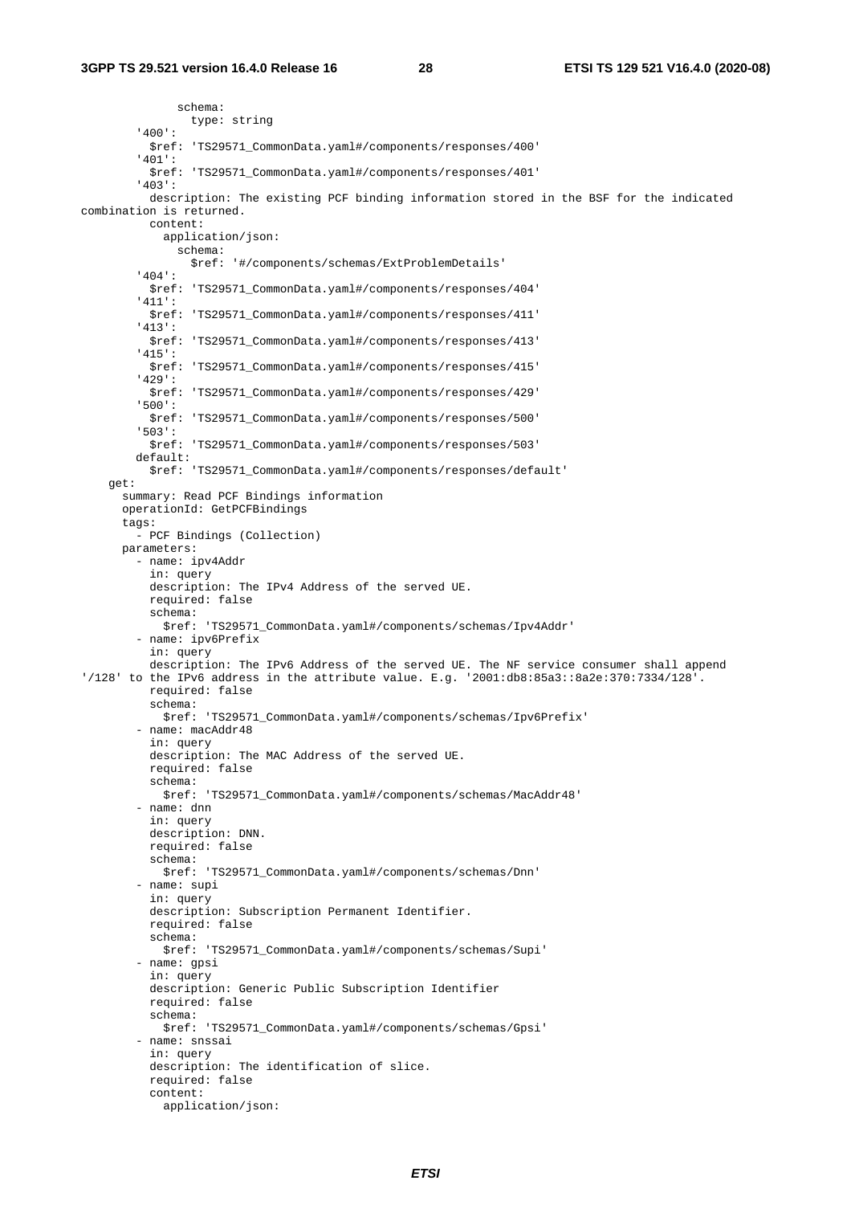```
              schema:
                type: string
        '400':
          $ref: 'TS29571_CommonData.yaml#/components/responses/400'
        '401':
          $ref: 'TS29571_CommonData.yaml#/components/responses/401'
        '403':
          description: The existing PCF binding information stored in the BSF for the indicated
combination is returned.
          content:
            application/json:
              schema:
                $ref: '#/components/schemas/ExtProblemDetails'
        '404':
          $ref: 'TS29571_CommonData.yaml#/components/responses/404'
        '411':
          $ref: 'TS29571_CommonData.yaml#/components/responses/411'
        '413':
          $ref: 'TS29571_CommonData.yaml#/components/responses/413'
        '415':
          $ref: 'TS29571_CommonData.yaml#/components/responses/415'
        '429':
          $ref: 'TS29571_CommonData.yaml#/components/responses/429'
        '500':
          $ref: 'TS29571_CommonData.yaml#/components/responses/500'
        '503':
          $ref: 'TS29571_CommonData.yaml#/components/responses/503'
        default:
          $ref: 'TS29571_CommonData.yaml#/components/responses/default'
    get:
      summary: Read PCF Bindings information
      operationId: GetPCFBindings
      tags:
        - PCF Bindings (Collection)
      parameters:
        - name: ipv4Addr
          in: query
          description: The IPv4 Address of the served UE.
          required: false
          schema:
            $ref: 'TS29571_CommonData.yaml#/components/schemas/Ipv4Addr'
        - name: ipv6Prefix
          in: query
          description: The IPv6 Address of the served UE. The NF service consumer shall append
'/128' to the IPv6 address in the attribute value. E.g. '2001:db8:85a3::8a2e:370:7334/128'.
          required: false
          schema:
            $ref: 'TS29571_CommonData.yaml#/components/schemas/Ipv6Prefix'
        - name: macAddr48
          in: query
          description: The MAC Address of the served UE.
          required: false
          schema:
            $ref: 'TS29571_CommonData.yaml#/components/schemas/MacAddr48'
        - name: dnn
          in: query
          description: DNN.
          required: false
          schema:
            $ref: 'TS29571_CommonData.yaml#/components/schemas/Dnn'
        - name: supi
          in: query
          description: Subscription Permanent Identifier.
          required: false
          schema:
            $ref: 'TS29571_CommonData.yaml#/components/schemas/Supi'
        - name: gpsi
          in: query
          description: Generic Public Subscription Identifier
          required: false
          schema:
            $ref: 'TS29571_CommonData.yaml#/components/schemas/Gpsi'
        - name: snssai
          in: query
          description: The identification of slice.
          required: false
          content:
            application/json:
```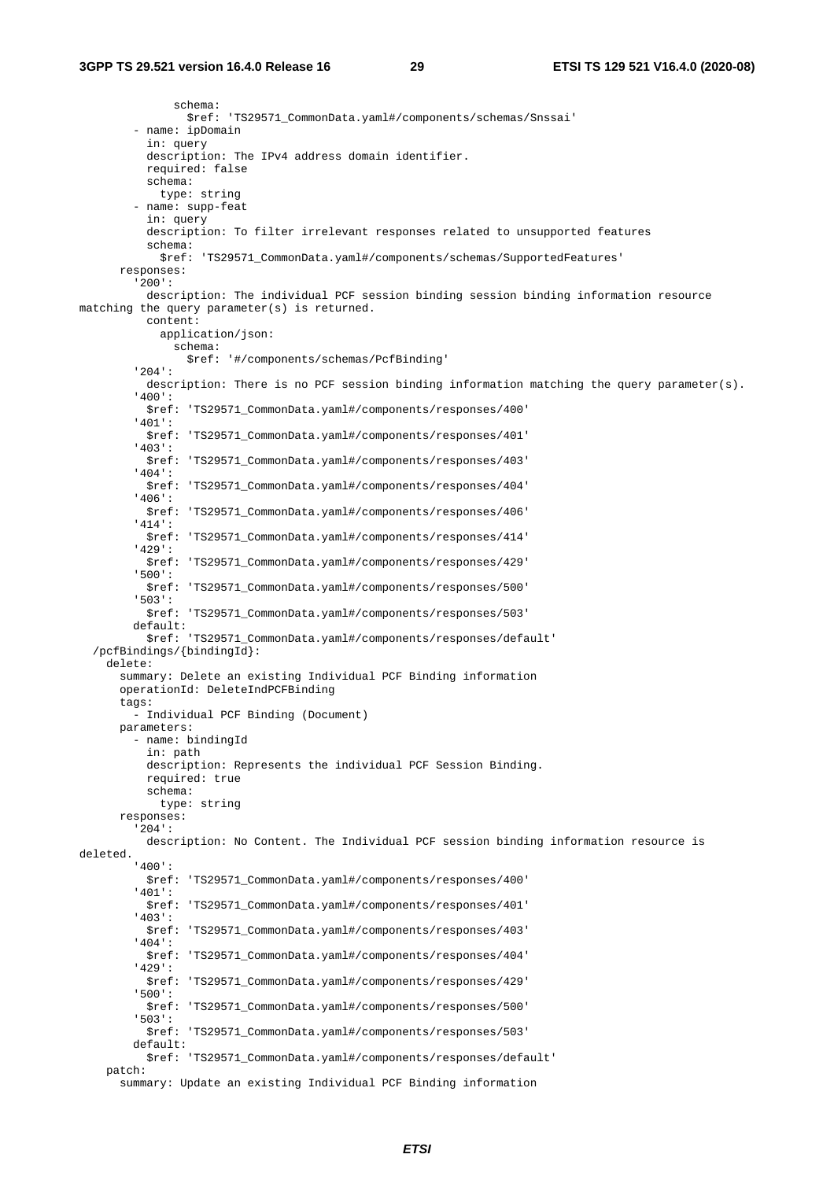```
              schema:
                $ref: 'TS29571_CommonData.yaml#/components/schemas/Snssai'
        - name: ipDomain
          in: query
          description: The IPv4 address domain identifier.
          required: false
          schema:
            type: string
        - name: supp-feat
          in: query
          description: To filter irrelevant responses related to unsupported features
          schema:
            $ref: 'TS29571_CommonData.yaml#/components/schemas/SupportedFeatures'
      responses:
        '200':
          description: The individual PCF session binding session binding information resource
matching the query parameter(s) is returned.
          content:
            application/json:
              schema:
                $ref: '#/components/schemas/PcfBinding'
        '204':
          description: There is no PCF session binding information matching the query parameter(s).
        '400':
          $ref: 'TS29571_CommonData.yaml#/components/responses/400'
        '401':
          $ref: 'TS29571_CommonData.yaml#/components/responses/401'
        '403':
          $ref: 'TS29571_CommonData.yaml#/components/responses/403'
        '404':
          $ref: 'TS29571_CommonData.yaml#/components/responses/404'
        '406':
          $ref: 'TS29571_CommonData.yaml#/components/responses/406'
        '414':
          $ref: 'TS29571_CommonData.yaml#/components/responses/414'
        '429':
          $ref: 'TS29571_CommonData.yaml#/components/responses/429'
        '500':
          $ref: 'TS29571_CommonData.yaml#/components/responses/500'
        '503':
          $ref: 'TS29571_CommonData.yaml#/components/responses/503'
        default:
          $ref: 'TS29571_CommonData.yaml#/components/responses/default'
  /pcfBindings/{bindingId}:
    delete:
      summary: Delete an existing Individual PCF Binding information
      operationId: DeleteIndPCFBinding
      tags:
        - Individual PCF Binding (Document)
      parameters:
        - name: bindingId
          in: path
          description: Represents the individual PCF Session Binding.
          required: true
          schema:
            type: string
      responses:
        '204':
          description: No Content. The Individual PCF session binding information resource is
deleted.
        '400':
          $ref: 'TS29571_CommonData.yaml#/components/responses/400'
        '401':
          $ref: 'TS29571_CommonData.yaml#/components/responses/401'
        '403':
          $ref: 'TS29571_CommonData.yaml#/components/responses/403'
        '404':
          $ref: 'TS29571_CommonData.yaml#/components/responses/404'
        '429':
          $ref: 'TS29571_CommonData.yaml#/components/responses/429'
        '500':
          $ref: 'TS29571_CommonData.yaml#/components/responses/500'
        '503':
          $ref: 'TS29571_CommonData.yaml#/components/responses/503'
        default:
          $ref: 'TS29571_CommonData.yaml#/components/responses/default'
    patch:
      summary: Update an existing Individual PCF Binding information
```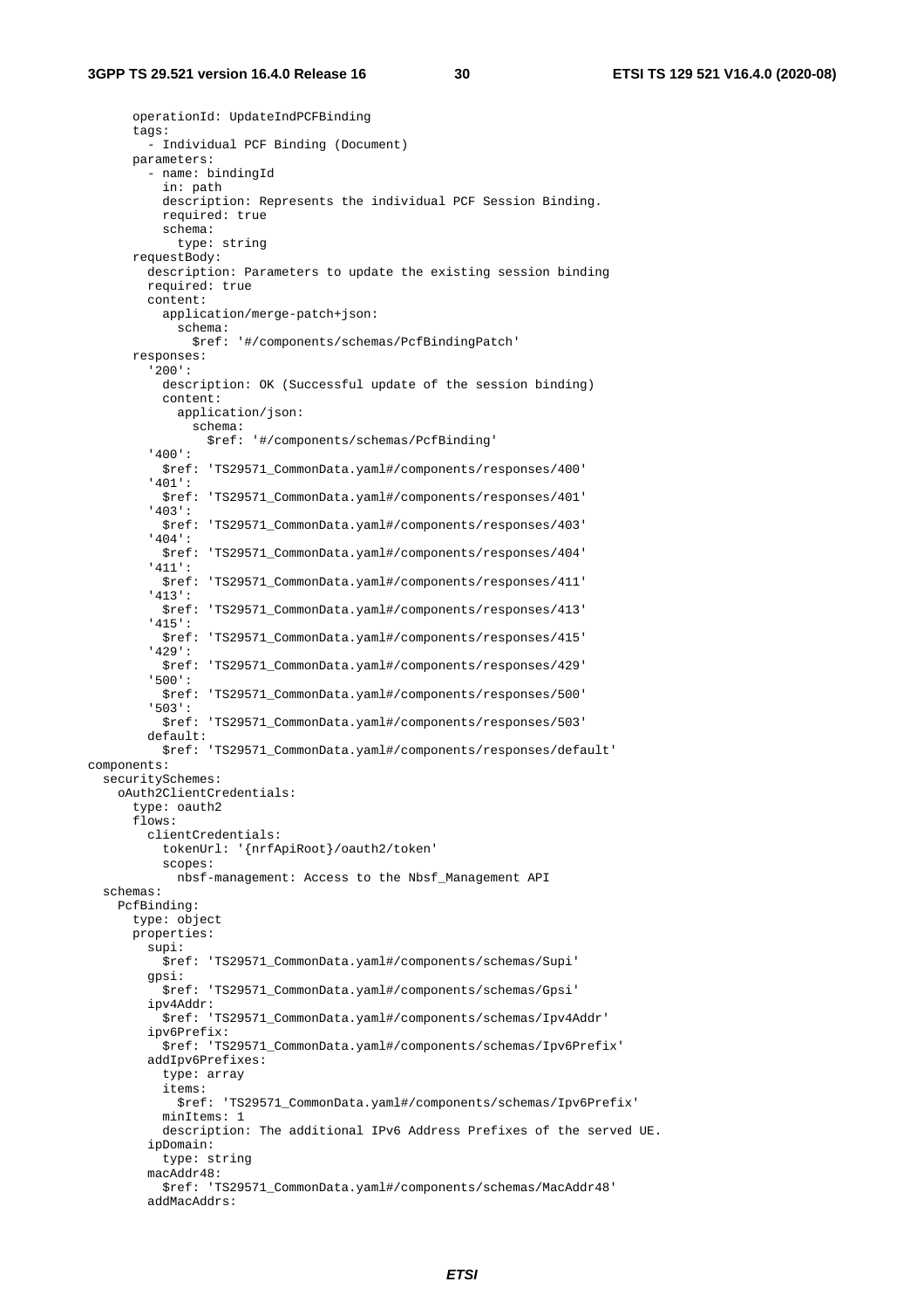```
      operationId: UpdateIndPCFBinding
      tags:
        - Individual PCF Binding (Document)
      parameters:
        - name: bindingId
          in: path
          description: Represents the individual PCF Session Binding.
          required: true
          schema:
            type: string
      requestBody:
        description: Parameters to update the existing session binding
        required: true
        content:
          application/merge-patch+json:
            schema:
              $ref: '#/components/schemas/PcfBindingPatch'
      responses:
        '200':
          description: OK (Successful update of the session binding)
          content:
            application/json:
              schema:
                $ref: '#/components/schemas/PcfBinding'
        '400':
          $ref: 'TS29571_CommonData.yaml#/components/responses/400'
        '401':
          $ref: 'TS29571_CommonData.yaml#/components/responses/401'
        '403':
          $ref: 'TS29571_CommonData.yaml#/components/responses/403'
        '404':
          $ref: 'TS29571_CommonData.yaml#/components/responses/404'
        '411':
          $ref: 'TS29571_CommonData.yaml#/components/responses/411'
        '413':
          $ref: 'TS29571_CommonData.yaml#/components/responses/413'
        '415':
          $ref: 'TS29571_CommonData.yaml#/components/responses/415'
        '429':
          $ref: 'TS29571_CommonData.yaml#/components/responses/429'
        '500':
          $ref: 'TS29571_CommonData.yaml#/components/responses/500'
        '503':
          $ref: 'TS29571_CommonData.yaml#/components/responses/503'
        default:
          $ref: 'TS29571_CommonData.yaml#/components/responses/default'
components:
  securitySchemes:
    oAuth2ClientCredentials:
      type: oauth2
      flows:
        clientCredentials:
          tokenUrl: '{nrfApiRoot}/oauth2/token'
          scopes:
            nbsf-management: Access to the Nbsf_Management API
  schemas:
    PcfBinding:
      type: object
      properties:
        supi:
          $ref: 'TS29571_CommonData.yaml#/components/schemas/Supi'
        gpsi:
          $ref: 'TS29571_CommonData.yaml#/components/schemas/Gpsi'
        ipv4Addr:
          $ref: 'TS29571_CommonData.yaml#/components/schemas/Ipv4Addr'
        ipv6Prefix:
          $ref: 'TS29571_CommonData.yaml#/components/schemas/Ipv6Prefix'
        addIpv6Prefixes:
          type: array
          items:
            $ref: 'TS29571_CommonData.yaml#/components/schemas/Ipv6Prefix'
          minItems: 1
          description: The additional IPv6 Address Prefixes of the served UE.
        ipDomain:
          type: string
        macAddr48:
          $ref: 'TS29571_CommonData.yaml#/components/schemas/MacAddr48'
        addMacAddrs:
```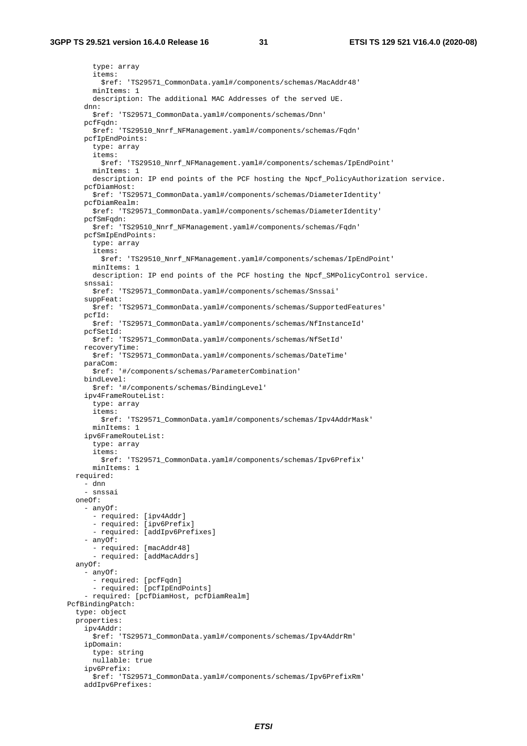```
          type: array
          items:
            $ref: 'TS29571_CommonData.yaml#/components/schemas/MacAddr48'
          minItems: 1
          description: The additional MAC Addresses of the served UE.
        dnn:
          $ref: 'TS29571_CommonData.yaml#/components/schemas/Dnn'
        pcfFqdn:
          $ref: 'TS29510_Nnrf_NFManagement.yaml#/components/schemas/Fqdn'
        pcfIpEndPoints:
          type: array
          items:
            $ref: 'TS29510_Nnrf_NFManagement.yaml#/components/schemas/IpEndPoint'
          minItems: 1
          description: IP end points of the PCF hosting the Npcf_PolicyAuthorization service.
        pcfDiamHost:
          $ref: 'TS29571_CommonData.yaml#/components/schemas/DiameterIdentity'
        pcfDiamRealm:
          $ref: 'TS29571_CommonData.yaml#/components/schemas/DiameterIdentity'
        pcfSmFqdn:
          $ref: 'TS29510_Nnrf_NFManagement.yaml#/components/schemas/Fqdn'
        pcfSmIpEndPoints:
          type: array
          items:
            $ref: 'TS29510_Nnrf_NFManagement.yaml#/components/schemas/IpEndPoint'
          minItems: 1
          description: IP end points of the PCF hosting the Npcf_SMPolicyControl service.
        snssai:
          $ref: 'TS29571_CommonData.yaml#/components/schemas/Snssai'
        suppFeat:
          $ref: 'TS29571_CommonData.yaml#/components/schemas/SupportedFeatures'
        pcfId:
          $ref: 'TS29571_CommonData.yaml#/components/schemas/NfInstanceId'
        pcfSetId:
          $ref: 'TS29571_CommonData.yaml#/components/schemas/NfSetId'
        recoveryTime:
          $ref: 'TS29571_CommonData.yaml#/components/schemas/DateTime'
        paraCom:
          $ref: '#/components/schemas/ParameterCombination'
        bindLevel:
          $ref: '#/components/schemas/BindingLevel'
        ipv4FrameRouteList:
          type: array
          items:
            $ref: 'TS29571_CommonData.yaml#/components/schemas/Ipv4AddrMask'
          minItems: 1
        ipv6FrameRouteList:
          type: array
          items:
            $ref: 'TS29571_CommonData.yaml#/components/schemas/Ipv6Prefix'
          minItems: 1
      required:
        - dnn
        - snssai
      oneOf:
        - anyOf:
          - required: [ipv4Addr]
          - required: [ipv6Prefix]
          - required: [addIpv6Prefixes]
        - anyOf:
          - required: [macAddr48]
          - required: [addMacAddrs]
      anyOf:
        - anyOf:
          - required: [pcfFqdn]
          - required: [pcfIpEndPoints]
        - required: [pcfDiamHost, pcfDiamRealm]
    PcfBindingPatch:
      type: object
      properties:
        ipv4Addr:
          $ref: 'TS29571_CommonData.yaml#/components/schemas/Ipv4AddrRm'
        ipDomain:
          type: string
          nullable: true
        ipv6Prefix:
          $ref: 'TS29571_CommonData.yaml#/components/schemas/Ipv6PrefixRm'
        addIpv6Prefixes:
```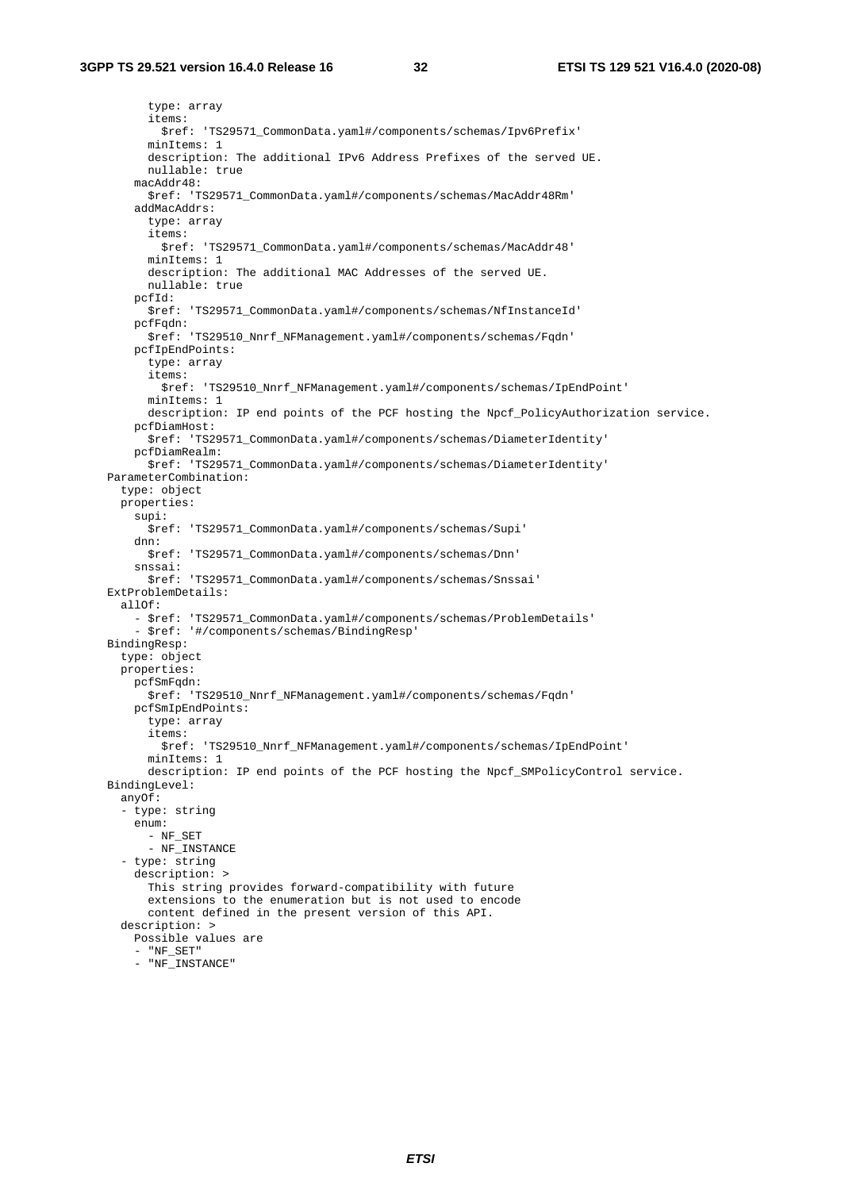```
          type: array
          items:
            $ref: 'TS29571_CommonData.yaml#/components/schemas/Ipv6Prefix'
          minItems: 1
          description: The additional IPv6 Address Prefixes of the served UE.
          nullable: true
        macAddr48:
          $ref: 'TS29571_CommonData.yaml#/components/schemas/MacAddr48Rm'
        addMacAddrs:
          type: array
          items:
            $ref: 'TS29571_CommonData.yaml#/components/schemas/MacAddr48'
          minItems: 1
          description: The additional MAC Addresses of the served UE.
          nullable: true
        pcfId:
          $ref: 'TS29571_CommonData.yaml#/components/schemas/NfInstanceId'
        pcfFqdn:
          $ref: 'TS29510_Nnrf_NFManagement.yaml#/components/schemas/Fqdn'
        pcfIpEndPoints:
          type: array
          items:
            $ref: 'TS29510_Nnrf_NFManagement.yaml#/components/schemas/IpEndPoint'
          minItems: 1
          description: IP end points of the PCF hosting the Npcf_PolicyAuthorization service.
        pcfDiamHost:
          $ref: 'TS29571_CommonData.yaml#/components/schemas/DiameterIdentity'
        pcfDiamRealm:
          $ref: 'TS29571_CommonData.yaml#/components/schemas/DiameterIdentity'
    ParameterCombination:
      type: object
      properties:
        supi:
          $ref: 'TS29571_CommonData.yaml#/components/schemas/Supi'
        dnn:
          $ref: 'TS29571_CommonData.yaml#/components/schemas/Dnn'
        snssai:
          $ref: 'TS29571_CommonData.yaml#/components/schemas/Snssai'
    ExtProblemDetails:
      allOf:
        - $ref: 'TS29571_CommonData.yaml#/components/schemas/ProblemDetails'
        - $ref: '#/components/schemas/BindingResp'
    BindingResp:
      type: object
      properties:
        pcfSmFqdn:
          $ref: 'TS29510_Nnrf_NFManagement.yaml#/components/schemas/Fqdn'
        pcfSmIpEndPoints:
          type: array
          items:
            $ref: 'TS29510_Nnrf_NFManagement.yaml#/components/schemas/IpEndPoint'
          minItems: 1
          description: IP end points of the PCF hosting the Npcf_SMPolicyControl service.
    BindingLevel:
      anyOf:
      - type: string
        enum:
          - NF_SET
          - NF_INSTANCE
      - type: string
        description: >
          This string provides forward-compatibility with future
          extensions to the enumeration but is not used to encode
          content defined in the present version of this API.
      description: >
        Possible values are
        - "NF_SET"
        - "NF_INSTANCE"
```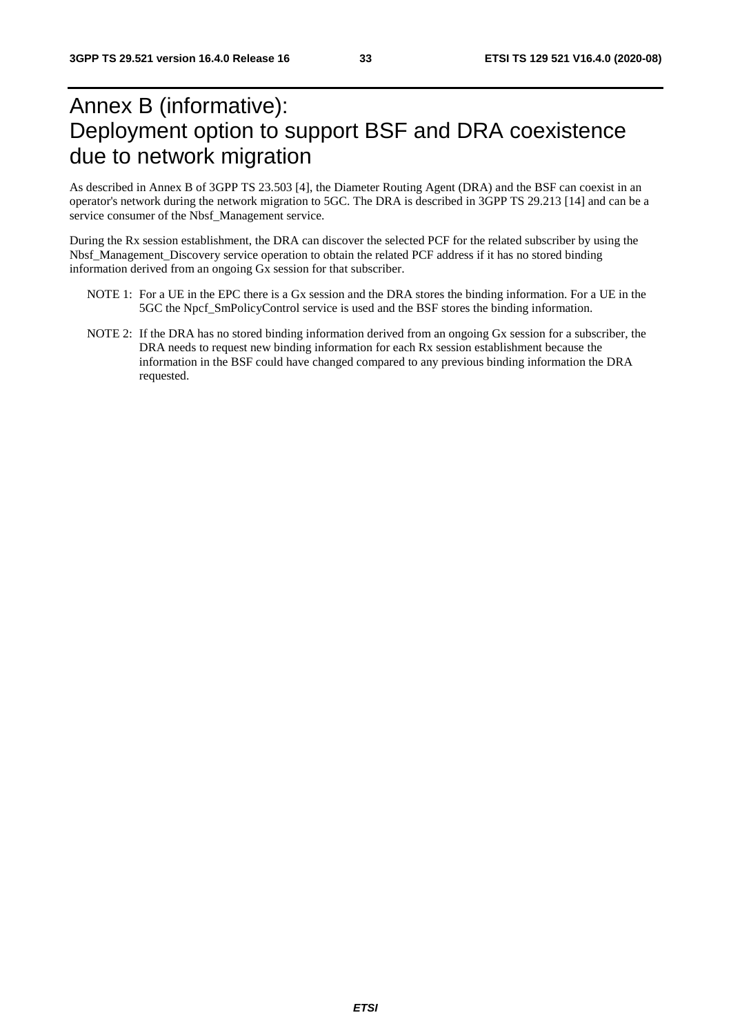# Annex B (informative): Deployment option to support BSF and DRA coexistence due to network migration

As described in Annex B of 3GPP TS 23.503 [4], the Diameter Routing Agent (DRA) and the BSF can coexist in an operator's network during the network migration to 5GC. The DRA is described in 3GPP TS 29.213 [14] and can be a service consumer of the Nbsf_Management service.

During the Rx session establishment, the DRA can discover the selected PCF for the related subscriber by using the Nbsf_Management_Discovery service operation to obtain the related PCF address if it has no stored binding information derived from an ongoing Gx session for that subscriber.

NOTE 1: For a UE in the EPC there is a Gx session and the DRA stores the binding information. For a UE in the 5GC the Npcf_SmPolicyControl service is used and the BSF stores the binding information.

NOTE 2: If the DRA has no stored binding information derived from an ongoing Gx session for a subscriber, the DRA needs to request new binding information for each Rx session establishment because the information in the BSF could have changed compared to any previous binding information the DRA requested.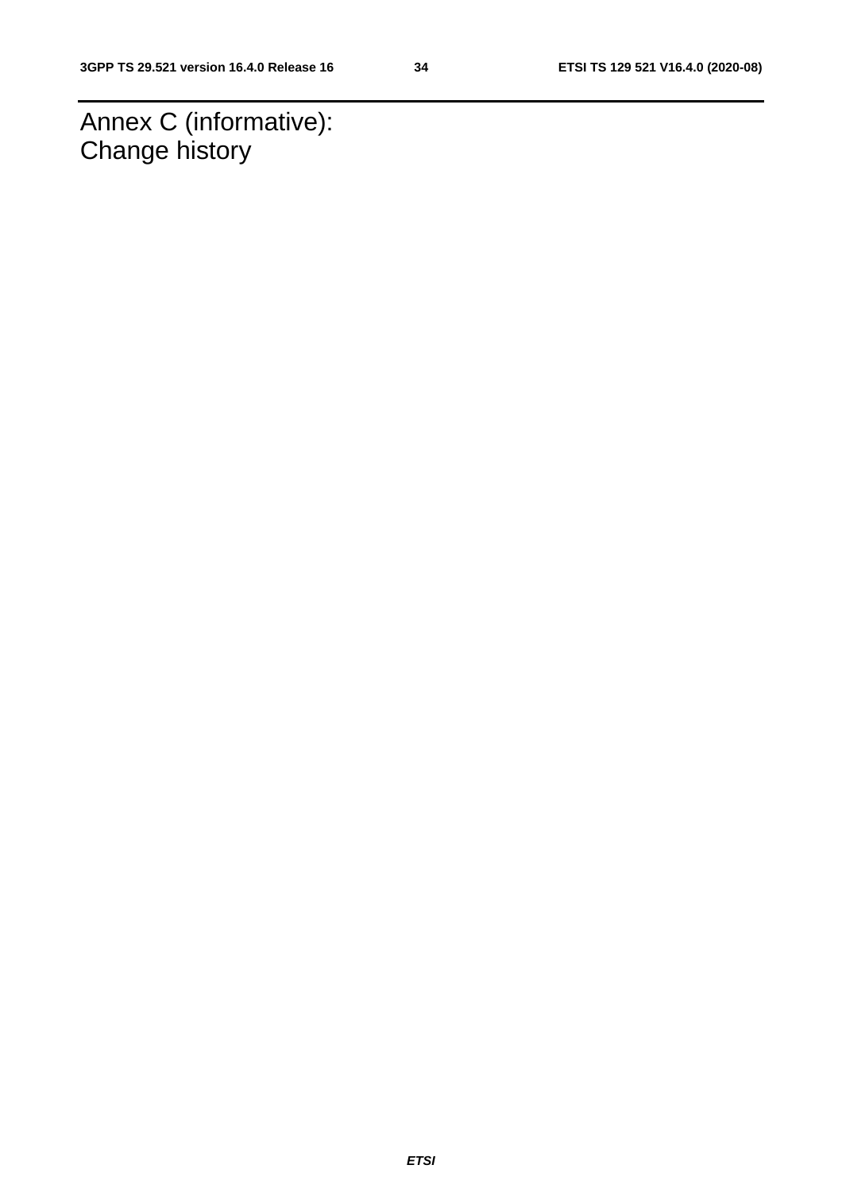# Annex C (informative): Change history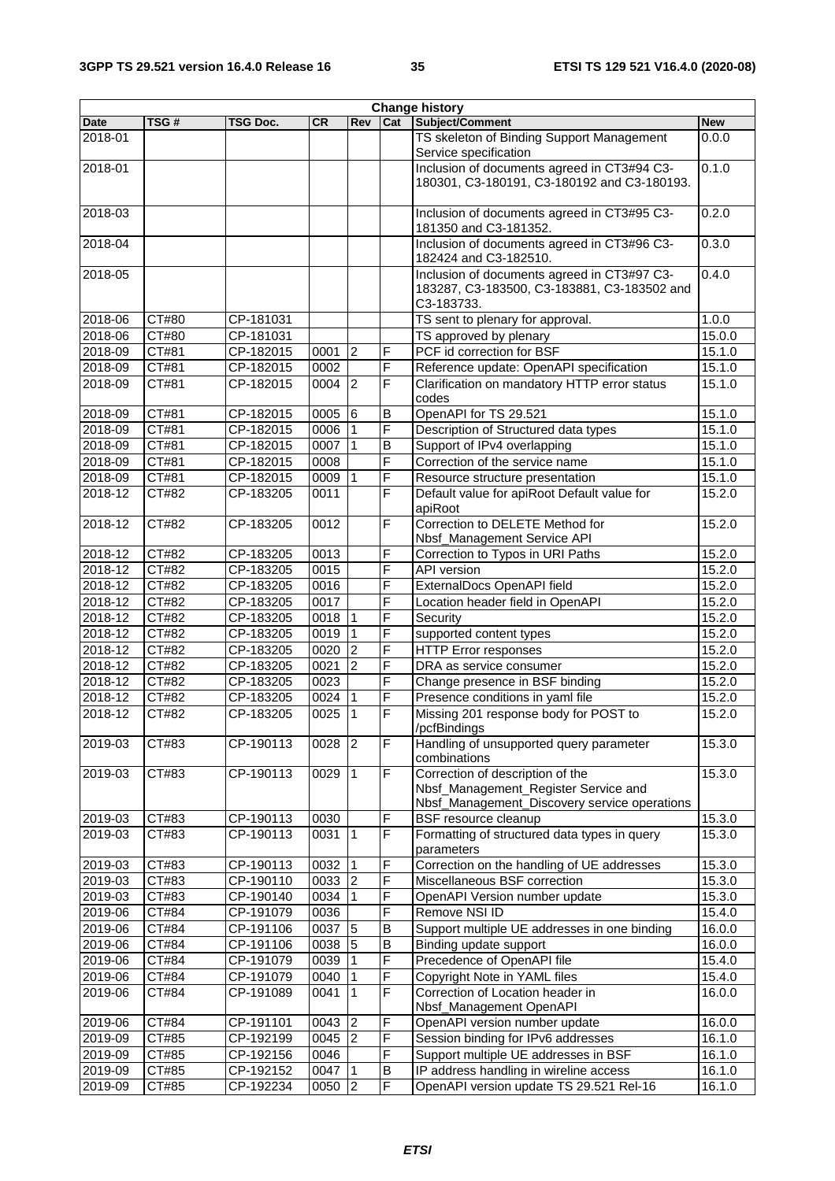| Change history | | | | | | | |
|---|---|---|---|---|---|---|---|
| **Date** | **TSG #** | **TSG Doc.** | **CR** | **Rev** | **Cat** | **Subject/Comment** | **New** |
| 2018-01 | | | | | | TS skeleton of Binding Support Management Service specification | 0.0.0 |
| 2018-01 | | | | | | Inclusion of documents agreed in CT3#94 C3-180301, C3-180191, C3-180192 and C3-180193. | 0.1.0 |
| 2018-03 | | | | | | Inclusion of documents agreed in CT3#95 C3-181350 and C3-181352. | 0.2.0 |
| 2018-04 | | | | | | Inclusion of documents agreed in CT3#96 C3-182424 and C3-182510. | 0.3.0 |
| 2018-05 | | | | | | Inclusion of documents agreed in CT3#97 C3-183287, C3-183500, C3-183881, C3-183502 and C3-183733. | 0.4.0 |
| 2018-06 | CT#80 | CP-181031 | | | | TS sent to plenary for approval. | 1.0.0 |
| 2018-06 | CT#80 | CP-181031 | | | | TS approved by plenary | 15.0.0 |
| 2018-09 | CT#81 | CP-182015 | 0001 | 2 | F | PCF id correction for BSF | 15.1.0 |
| 2018-09 | CT#81 | CP-182015 | 0002 | | F | Reference update: OpenAPI specification | 15.1.0 |
| 2018-09 | CT#81 | CP-182015 | 0004 | 2 | F | Clarification on mandatory HTTP error status codes | 15.1.0 |
| 2018-09 | CT#81 | CP-182015 | 0005 | 6 | B | OpenAPI for TS 29.521 | 15.1.0 |
| 2018-09 | CT#81 | CP-182015 | 0006 | 1 | F | Description of Structured data types | 15.1.0 |
| 2018-09 | CT#81 | CP-182015 | 0007 | 1 | B | Support of IPv4 overlapping | 15.1.0 |
| 2018-09 | CT#81 | CP-182015 | 0008 | | F | Correction of the service name | 15.1.0 |
| 2018-09 | CT#81 | CP-182015 | 0009 | 1 | F | Resource structure presentation | 15.1.0 |
| 2018-12 | CT#82 | CP-183205 | 0011 | | F | Default value for apiRoot Default value for apiRoot | 15.2.0 |
| 2018-12 | CT#82 | CP-183205 | 0012 | | F | Correction to DELETE Method for Nbsf_Management Service API | 15.2.0 |
| 2018-12 | CT#82 | CP-183205 | 0013 | | F | Correction to Typos in URI Paths | 15.2.0 |
| 2018-12 | CT#82 | CP-183205 | 0015 | | F | API version | 15.2.0 |
| 2018-12 | CT#82 | CP-183205 | 0016 | | F | ExternalDocs OpenAPI field | 15.2.0 |
| 2018-12 | CT#82 | CP-183205 | 0017 | | F | Location header field in OpenAPI | 15.2.0 |
| 2018-12 | CT#82 | CP-183205 | 0018 | 1 | F | Security | 15.2.0 |
| 2018-12 | CT#82 | CP-183205 | 0019 | 1 | F | supported content types | 15.2.0 |
| 2018-12 | CT#82 | CP-183205 | 0020 | 2 | F | HTTP Error responses | 15.2.0 |
| 2018-12 | CT#82 | CP-183205 | 0021 | 2 | F | DRA as service consumer | 15.2.0 |
| 2018-12 | CT#82 | CP-183205 | 0023 | | F | Change presence in BSF binding | 15.2.0 |
| 2018-12 | CT#82 | CP-183205 | 0024 | 1 | F | Presence conditions in yaml file | 15.2.0 |
| 2018-12 | CT#82 | CP-183205 | 0025 | 1 | F | Missing 201 response body for POST to /pcfBindings | 15.2.0 |
| 2019-03 | CT#83 | CP-190113 | 0028 | 2 | F | Handling of unsupported query parameter combinations | 15.3.0 |
| 2019-03 | CT#83 | CP-190113 | 0029 | 1 | F | Correction of description of the Nbsf_Management_Register Service and Nbsf_Management_Discovery service operations | 15.3.0 |
| 2019-03 | CT#83 | CP-190113 | 0030 | | F | BSF resource cleanup | 15.3.0 |
| 2019-03 | CT#83 | CP-190113 | 0031 | 1 | F | Formatting of structured data types in query parameters | 15.3.0 |
| 2019-03 | CT#83 | CP-190113 | 0032 | 1 | F | Correction on the handling of UE addresses | 15.3.0 |
| 2019-03 | CT#83 | CP-190110 | 0033 | 2 | F | Miscellaneous BSF correction | 15.3.0 |
| 2019-03 | CT#83 | CP-190140 | 0034 | 1 | F | OpenAPI Version number update | 15.3.0 |
| 2019-06 | CT#84 | CP-191079 | 0036 | | F | Remove NSI ID | 15.4.0 |
| 2019-06 | CT#84 | CP-191106 | 0037 | 5 | B | Support multiple UE addresses in one binding | 16.0.0 |
| 2019-06 | CT#84 | CP-191106 | 0038 | 5 | B | Binding update support | 16.0.0 |
| 2019-06 | CT#84 | CP-191079 | 0039 | 1 | F | Precedence of OpenAPI file | 15.4.0 |
| 2019-06 | CT#84 | CP-191079 | 0040 | 1 | F | Copyright Note in YAML files | 15.4.0 |
| 2019-06 | CT#84 | CP-191089 | 0041 | 1 | F | Correction of Location header in Nbsf_Management OpenAPI | 16.0.0 |
| 2019-06 | CT#84 | CP-191101 | 0043 | 2 | F | OpenAPI version number update | 16.0.0 |
| 2019-09 | CT#85 | CP-192199 | 0045 | 2 | F | Session binding for IPv6 addresses | 16.1.0 |
| 2019-09 | CT#85 | CP-192156 | 0046 | | F | Support multiple UE addresses in BSF | 16.1.0 |
| 2019-09 | CT#85 | CP-192152 | 0047 | 1 | B | IP address handling in wireline access | 16.1.0 |
| 2019-09 | CT#85 | CP-192234 | 0050 | 2 | F | OpenAPI version update TS 29.521 Rel-16 | 16.1.0 |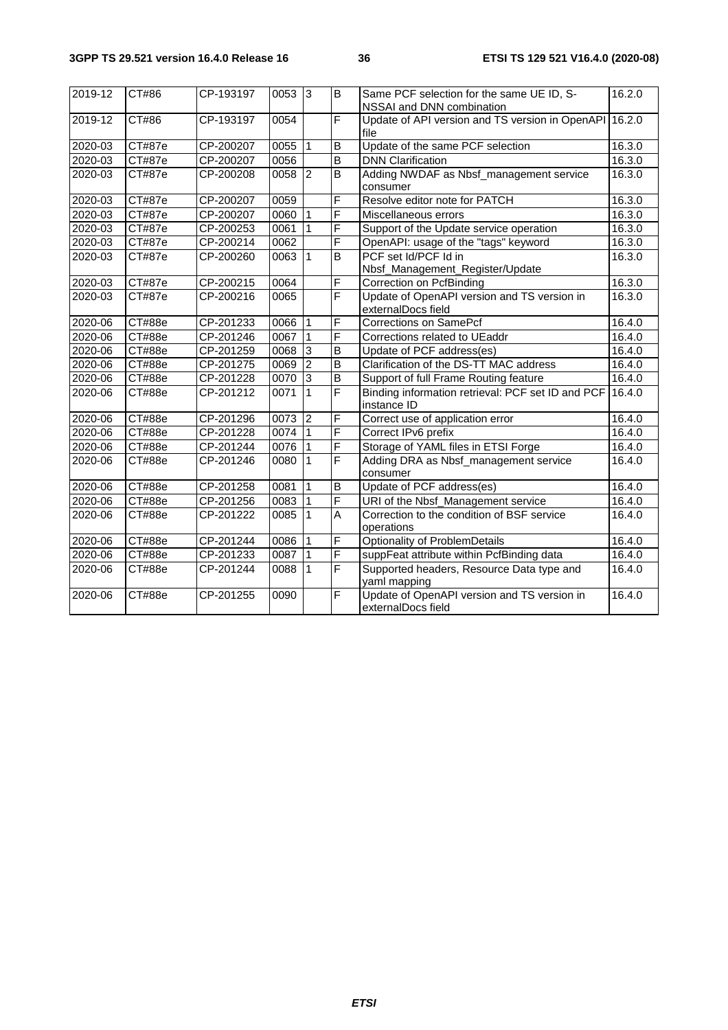| | | | | | | | |
|---|---|---|---|---|---|---|---|
| 2019-12 | CT#86 | CP-193197 | 0053 | 3 | B | Same PCF selection for the same UE ID, S-NSSAI and DNN combination | 16.2.0 |
| 2019-12 | CT#86 | CP-193197 | 0054 | | F | Update of API version and TS version in OpenAPI file | 16.2.0 |
| 2020-03 | CT#87e | CP-200207 | 0055 | 1 | B | Update of the same PCF selection | 16.3.0 |
| 2020-03 | CT#87e | CP-200207 | 0056 | | B | DNN Clarification | 16.3.0 |
| 2020-03 | CT#87e | CP-200208 | 0058 | 2 | B | Adding NWDAF as Nbsf_management service consumer | 16.3.0 |
| 2020-03 | CT#87e | CP-200207 | 0059 | | F | Resolve editor note for PATCH | 16.3.0 |
| 2020-03 | CT#87e | CP-200207 | 0060 | 1 | F | Miscellaneous errors | 16.3.0 |
| 2020-03 | CT#87e | CP-200253 | 0061 | 1 | F | Support of the Update service operation | 16.3.0 |
| 2020-03 | CT#87e | CP-200214 | 0062 | | F | OpenAPI: usage of the "tags" keyword | 16.3.0 |
| 2020-03 | CT#87e | CP-200260 | 0063 | 1 | B | PCF set Id/PCF Id in Nbsf_Management_Register/Update | 16.3.0 |
| 2020-03 | CT#87e | CP-200215 | 0064 | | F | Correction on PcfBinding | 16.3.0 |
| 2020-03 | CT#87e | CP-200216 | 0065 | | F | Update of OpenAPI version and TS version in externalDocs field | 16.3.0 |
| 2020-06 | CT#88e | CP-201233 | 0066 | 1 | F | Corrections on SamePcf | 16.4.0 |
| 2020-06 | CT#88e | CP-201246 | 0067 | 1 | F | Corrections related to UEaddr | 16.4.0 |
| 2020-06 | CT#88e | CP-201259 | 0068 | 3 | B | Update of PCF address(es) | 16.4.0 |
| 2020-06 | CT#88e | CP-201275 | 0069 | 2 | B | Clarification of the DS-TT MAC address | 16.4.0 |
| 2020-06 | CT#88e | CP-201228 | 0070 | 3 | B | Support of full Frame Routing feature | 16.4.0 |
| 2020-06 | CT#88e | CP-201212 | 0071 | 1 | F | Binding information retrieval: PCF set ID and PCF instance ID | 16.4.0 |
| 2020-06 | CT#88e | CP-201296 | 0073 | 2 | F | Correct use of application error | 16.4.0 |
| 2020-06 | CT#88e | CP-201228 | 0074 | 1 | F | Correct IPv6 prefix | 16.4.0 |
| 2020-06 | CT#88e | CP-201244 | 0076 | 1 | F | Storage of YAML files in ETSI Forge | 16.4.0 |
| 2020-06 | CT#88e | CP-201246 | 0080 | 1 | F | Adding DRA as Nbsf_management service consumer | 16.4.0 |
| 2020-06 | CT#88e | CP-201258 | 0081 | 1 | B | Update of PCF address(es) | 16.4.0 |
| 2020-06 | CT#88e | CP-201256 | 0083 | 1 | F | URI of the Nbsf_Management service | 16.4.0 |
| 2020-06 | CT#88e | CP-201222 | 0085 | 1 | A | Correction to the condition of BSF service operations | 16.4.0 |
| 2020-06 | CT#88e | CP-201244 | 0086 | 1 | F | Optionality of ProblemDetails | 16.4.0 |
| 2020-06 | CT#88e | CP-201233 | 0087 | 1 | F | suppFeat attribute within PcfBinding data | 16.4.0 |
| 2020-06 | CT#88e | CP-201244 | 0088 | 1 | F | Supported headers, Resource Data type and yaml mapping | 16.4.0 |
| 2020-06 | CT#88e | CP-201255 | 0090 | | F | Update of OpenAPI version and TS version in externalDocs field | 16.4.0 |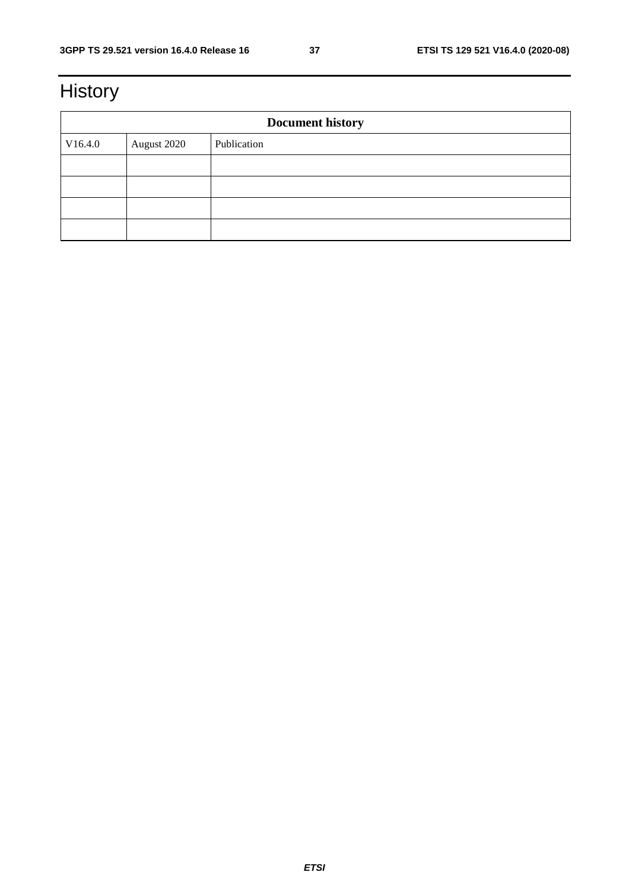# History

| Document history | | |
|---|---|---|
| V16.4.0 | August 2020 | Publication |
| | | |
| | | |
| | | |
| | | |